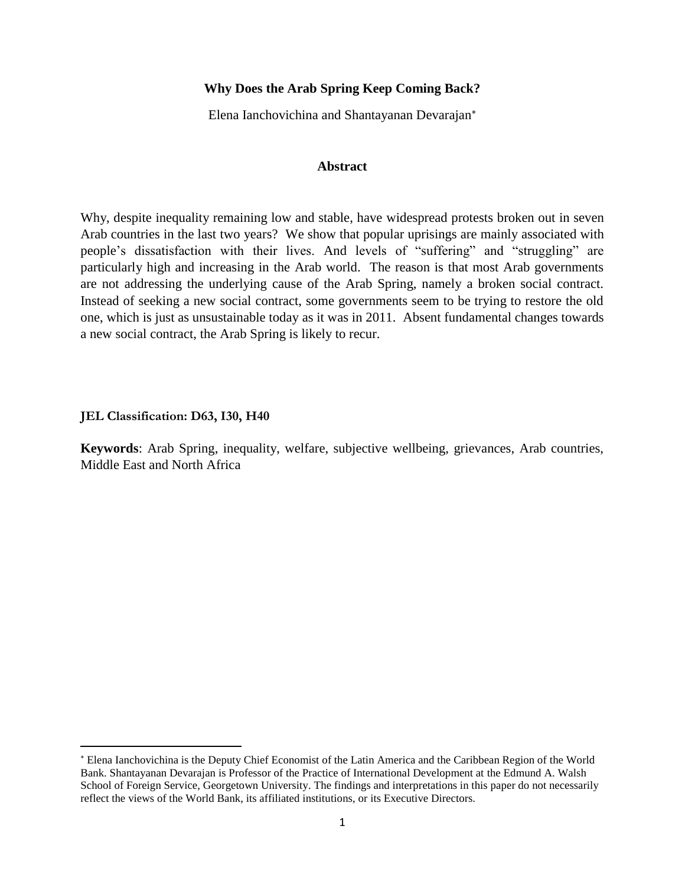# Why Does the Arab Spring Keep Coming Back?

Elena Ianchovichina and Shantayanan Devarajan[*]

## Abstract

Why, despite inequality remaining low and stable, have widespread protests broken out in seven Arab countries in the last two years? We show that popular uprisings are mainly associated with people's dissatisfaction with their lives. And levels of "suffering" and "struggling" are particularly high and increasing in the Arab world. The reason is that most Arab governments are not addressing the underlying cause of the Arab Spring, namely a broken social contract. Instead of seeking a new social contract, some governments seem to be trying to restore the old one, which is just as unsustainable today as it was in 2011. Absent fundamental changes towards a new social contract, the Arab Spring is likely to recur.

**JEL Classification: D63, I30, H40**

**Keywords**: Arab Spring, inequality, welfare, subjective wellbeing, grievances, Arab countries, Middle East and North Africa

---

[*] Elena Ianchovichina is the Deputy Chief Economist of the Latin America and the Caribbean Region of the World Bank. Shantayanan Devarajan is Professor of the Practice of International Development at the Edmund A. Walsh School of Foreign Service, Georgetown University. The findings and interpretations in this paper do not necessarily reflect the views of the World Bank, its affiliated institutions, or its Executive Directors.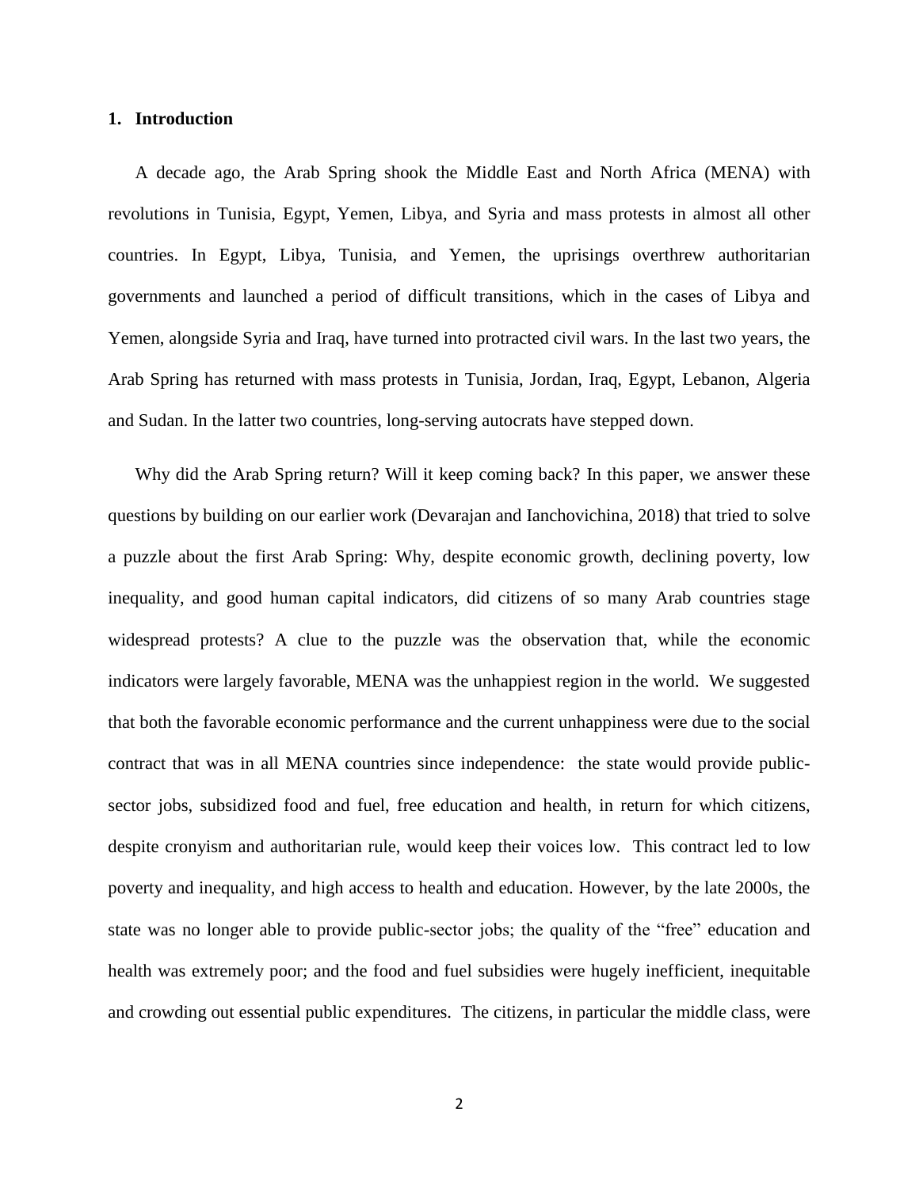## 1. Introduction

A decade ago, the Arab Spring shook the Middle East and North Africa (MENA) with revolutions in Tunisia, Egypt, Yemen, Libya, and Syria and mass protests in almost all other countries. In Egypt, Libya, Tunisia, and Yemen, the uprisings overthrew authoritarian governments and launched a period of difficult transitions, which in the cases of Libya and Yemen, alongside Syria and Iraq, have turned into protracted civil wars. In the last two years, the Arab Spring has returned with mass protests in Tunisia, Jordan, Iraq, Egypt, Lebanon, Algeria and Sudan. In the latter two countries, long-serving autocrats have stepped down.

Why did the Arab Spring return? Will it keep coming back? In this paper, we answer these questions by building on our earlier work (Devarajan and Ianchovichina, 2018) that tried to solve a puzzle about the first Arab Spring: Why, despite economic growth, declining poverty, low inequality, and good human capital indicators, did citizens of so many Arab countries stage widespread protests? A clue to the puzzle was the observation that, while the economic indicators were largely favorable, MENA was the unhappiest region in the world. We suggested that both the favorable economic performance and the current unhappiness were due to the social contract that was in all MENA countries since independence: the state would provide public-sector jobs, subsidized food and fuel, free education and health, in return for which citizens, despite cronyism and authoritarian rule, would keep their voices low. This contract led to low poverty and inequality, and high access to health and education. However, by the late 2000s, the state was no longer able to provide public-sector jobs; the quality of the "free" education and health was extremely poor; and the food and fuel subsidies were hugely inefficient, inequitable and crowding out essential public expenditures. The citizens, in particular the middle class, were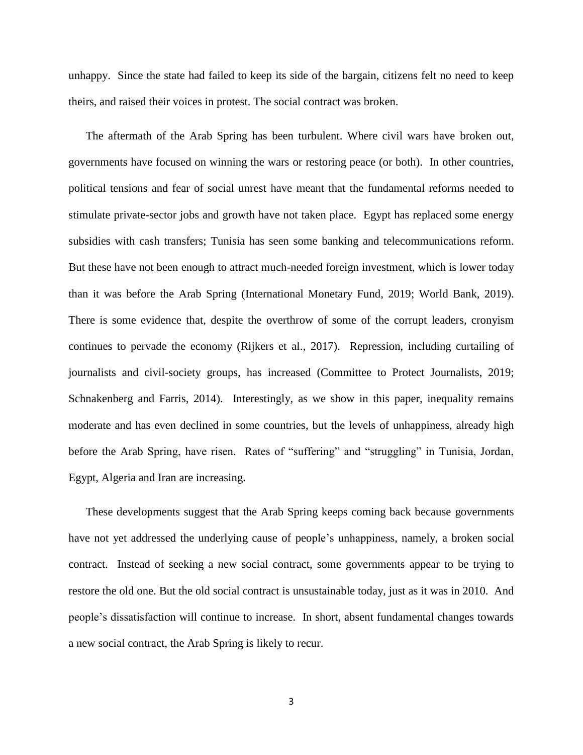unhappy. Since the state had failed to keep its side of the bargain, citizens felt no need to keep theirs, and raised their voices in protest. The social contract was broken.

The aftermath of the Arab Spring has been turbulent. Where civil wars have broken out, governments have focused on winning the wars or restoring peace (or both). In other countries, political tensions and fear of social unrest have meant that the fundamental reforms needed to stimulate private-sector jobs and growth have not taken place. Egypt has replaced some energy subsidies with cash transfers; Tunisia has seen some banking and telecommunications reform. But these have not been enough to attract much-needed foreign investment, which is lower today than it was before the Arab Spring (International Monetary Fund, 2019; World Bank, 2019). There is some evidence that, despite the overthrow of some of the corrupt leaders, cronyism continues to pervade the economy (Rijkers et al., 2017). Repression, including curtailing of journalists and civil-society groups, has increased (Committee to Protect Journalists, 2019; Schnakenberg and Farris, 2014). Interestingly, as we show in this paper, inequality remains moderate and has even declined in some countries, but the levels of unhappiness, already high before the Arab Spring, have risen. Rates of "suffering" and "struggling" in Tunisia, Jordan, Egypt, Algeria and Iran are increasing.

These developments suggest that the Arab Spring keeps coming back because governments have not yet addressed the underlying cause of people's unhappiness, namely, a broken social contract. Instead of seeking a new social contract, some governments appear to be trying to restore the old one. But the old social contract is unsustainable today, just as it was in 2010. And people's dissatisfaction will continue to increase. In short, absent fundamental changes towards a new social contract, the Arab Spring is likely to recur.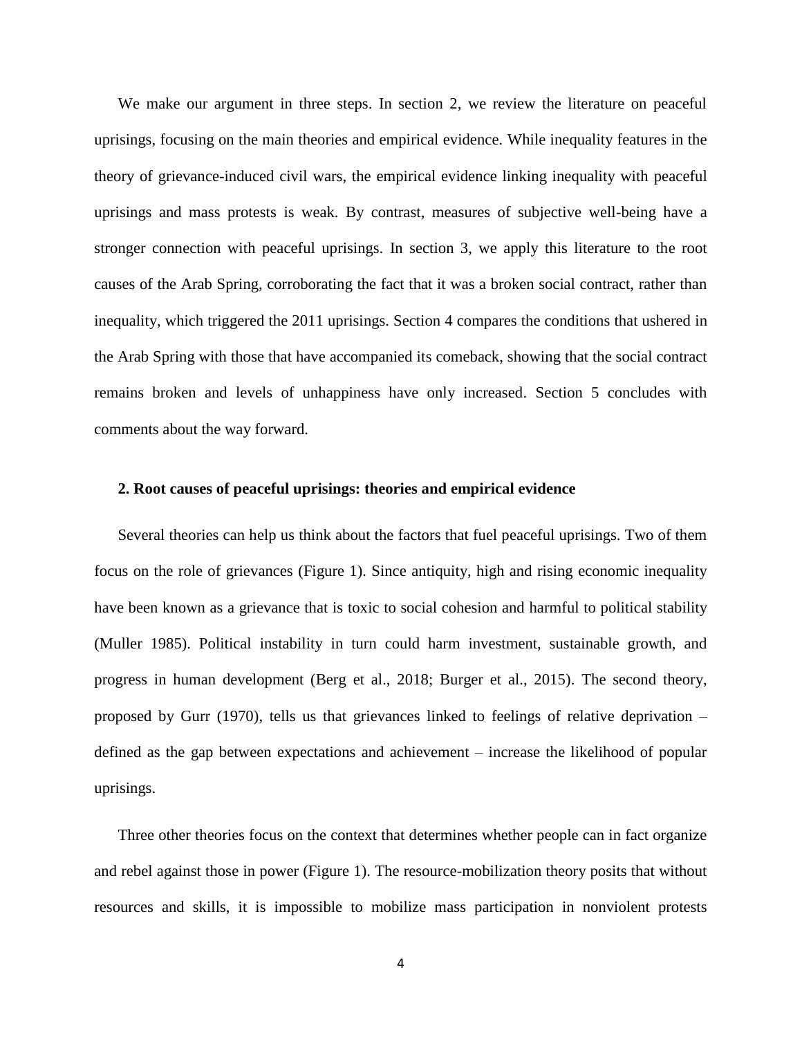We make our argument in three steps. In section 2, we review the literature on peaceful uprisings, focusing on the main theories and empirical evidence. While inequality features in the theory of grievance-induced civil wars, the empirical evidence linking inequality with peaceful uprisings and mass protests is weak. By contrast, measures of subjective well-being have a stronger connection with peaceful uprisings. In section 3, we apply this literature to the root causes of the Arab Spring, corroborating the fact that it was a broken social contract, rather than inequality, which triggered the 2011 uprisings. Section 4 compares the conditions that ushered in the Arab Spring with those that have accompanied its comeback, showing that the social contract remains broken and levels of unhappiness have only increased. Section 5 concludes with comments about the way forward.

## 2. Root causes of peaceful uprisings: theories and empirical evidence

Several theories can help us think about the factors that fuel peaceful uprisings. Two of them focus on the role of grievances (Figure 1). Since antiquity, high and rising economic inequality have been known as a grievance that is toxic to social cohesion and harmful to political stability (Muller 1985). Political instability in turn could harm investment, sustainable growth, and progress in human development (Berg et al., 2018; Burger et al., 2015). The second theory, proposed by Gurr (1970), tells us that grievances linked to feelings of relative deprivation – defined as the gap between expectations and achievement – increase the likelihood of popular uprisings.

Three other theories focus on the context that determines whether people can in fact organize and rebel against those in power (Figure 1). The resource-mobilization theory posits that without resources and skills, it is impossible to mobilize mass participation in nonviolent protests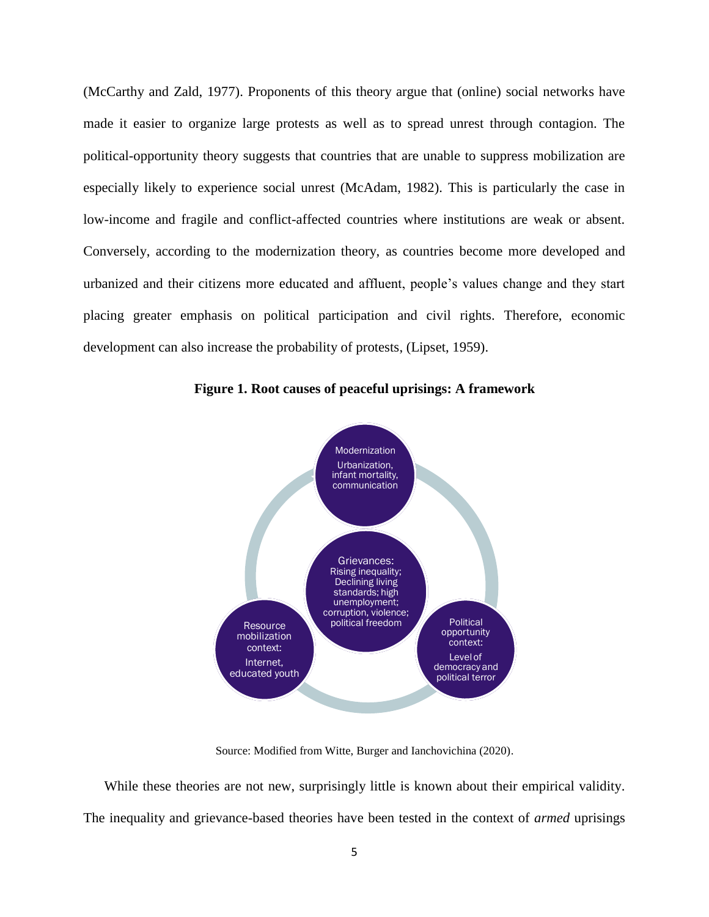(McCarthy and Zald, 1977). Proponents of this theory argue that (online) social networks have made it easier to organize large protests as well as to spread unrest through contagion. The political-opportunity theory suggests that countries that are unable to suppress mobilization are especially likely to experience social unrest (McAdam, 1982). This is particularly the case in low-income and fragile and conflict-affected countries where institutions are weak or absent. Conversely, according to the modernization theory, as countries become more developed and urbanized and their citizens more educated and affluent, people's values change and they start placing greater emphasis on political participation and civil rights. Therefore, economic development can also increase the probability of protests, (Lipset, 1959).

**Figure 1. Root causes of peaceful uprisings: A framework**

Modernization
Urbanization, infant mortality, communication

Grievances:
Rising inequality; Declining living standards; high unemployment; corruption, violence; political freedom

Resource mobilization context:
Internet, educated youth

Political opportunity context:
Level of democracy and political terror

Source: Modified from Witte, Burger and Ianchovichina (2020).

While these theories are not new, surprisingly little is known about their empirical validity. The inequality and grievance-based theories have been tested in the context of *armed* uprisings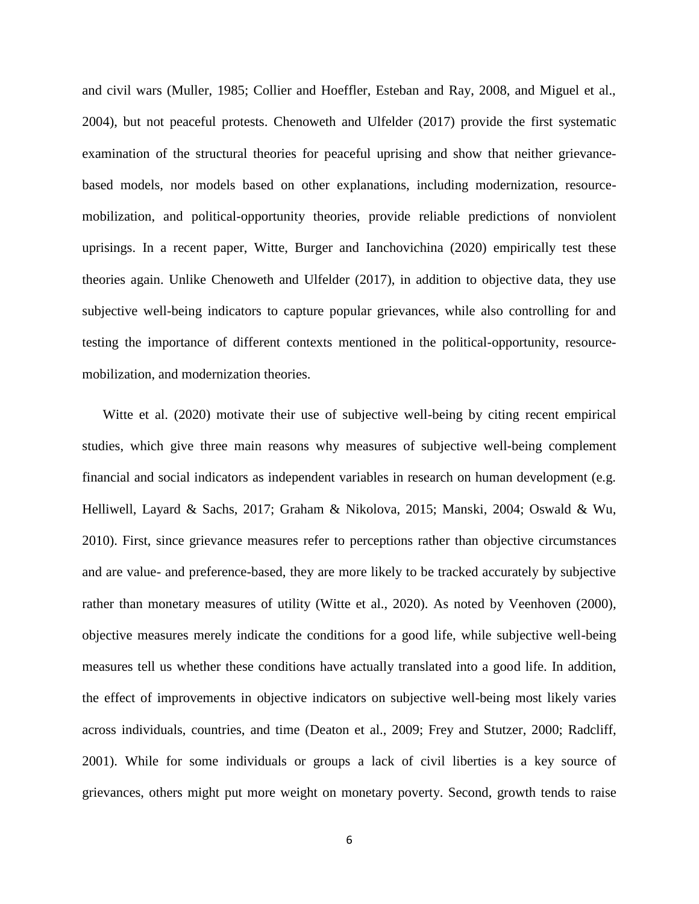and civil wars (Muller, 1985; Collier and Hoeffler, Esteban and Ray, 2008, and Miguel et al., 2004), but not peaceful protests. Chenoweth and Ulfelder (2017) provide the first systematic examination of the structural theories for peaceful uprising and show that neither grievance-based models, nor models based on other explanations, including modernization, resource-mobilization, and political-opportunity theories, provide reliable predictions of nonviolent uprisings. In a recent paper, Witte, Burger and Ianchovichina (2020) empirically test these theories again. Unlike Chenoweth and Ulfelder (2017), in addition to objective data, they use subjective well-being indicators to capture popular grievances, while also controlling for and testing the importance of different contexts mentioned in the political-opportunity, resource-mobilization, and modernization theories.

Witte et al. (2020) motivate their use of subjective well-being by citing recent empirical studies, which give three main reasons why measures of subjective well-being complement financial and social indicators as independent variables in research on human development (e.g. Helliwell, Layard & Sachs, 2017; Graham & Nikolova, 2015; Manski, 2004; Oswald & Wu, 2010). First, since grievance measures refer to perceptions rather than objective circumstances and are value- and preference-based, they are more likely to be tracked accurately by subjective rather than monetary measures of utility (Witte et al., 2020). As noted by Veenhoven (2000), objective measures merely indicate the conditions for a good life, while subjective well-being measures tell us whether these conditions have actually translated into a good life. In addition, the effect of improvements in objective indicators on subjective well-being most likely varies across individuals, countries, and time (Deaton et al., 2009; Frey and Stutzer, 2000; Radcliff, 2001). While for some individuals or groups a lack of civil liberties is a key source of grievances, others might put more weight on monetary poverty. Second, growth tends to raise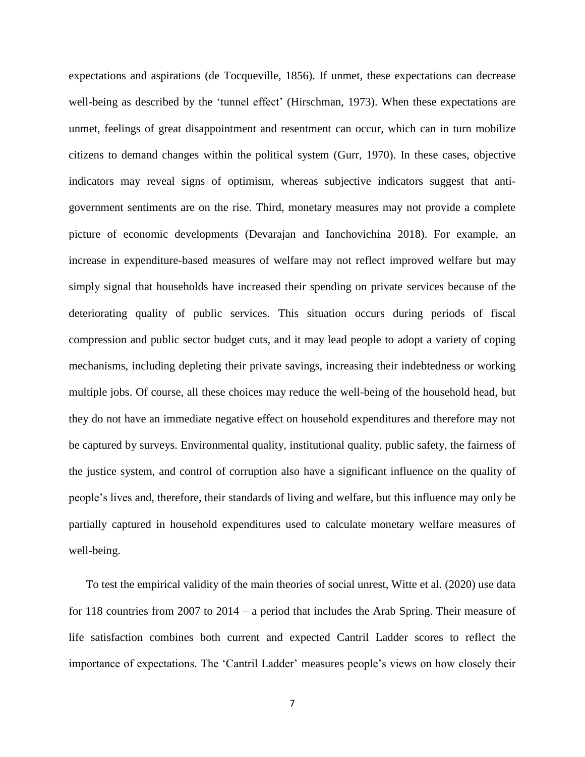expectations and aspirations (de Tocqueville, 1856). If unmet, these expectations can decrease well-being as described by the 'tunnel effect' (Hirschman, 1973). When these expectations are unmet, feelings of great disappointment and resentment can occur, which can in turn mobilize citizens to demand changes within the political system (Gurr, 1970). In these cases, objective indicators may reveal signs of optimism, whereas subjective indicators suggest that anti-government sentiments are on the rise. Third, monetary measures may not provide a complete picture of economic developments (Devarajan and Ianchovichina 2018). For example, an increase in expenditure-based measures of welfare may not reflect improved welfare but may simply signal that households have increased their spending on private services because of the deteriorating quality of public services. This situation occurs during periods of fiscal compression and public sector budget cuts, and it may lead people to adopt a variety of coping mechanisms, including depleting their private savings, increasing their indebtedness or working multiple jobs. Of course, all these choices may reduce the well-being of the household head, but they do not have an immediate negative effect on household expenditures and therefore may not be captured by surveys. Environmental quality, institutional quality, public safety, the fairness of the justice system, and control of corruption also have a significant influence on the quality of people's lives and, therefore, their standards of living and welfare, but this influence may only be partially captured in household expenditures used to calculate monetary welfare measures of well-being.

To test the empirical validity of the main theories of social unrest, Witte et al. (2020) use data for 118 countries from 2007 to 2014 – a period that includes the Arab Spring. Their measure of life satisfaction combines both current and expected Cantril Ladder scores to reflect the importance of expectations. The 'Cantril Ladder' measures people's views on how closely their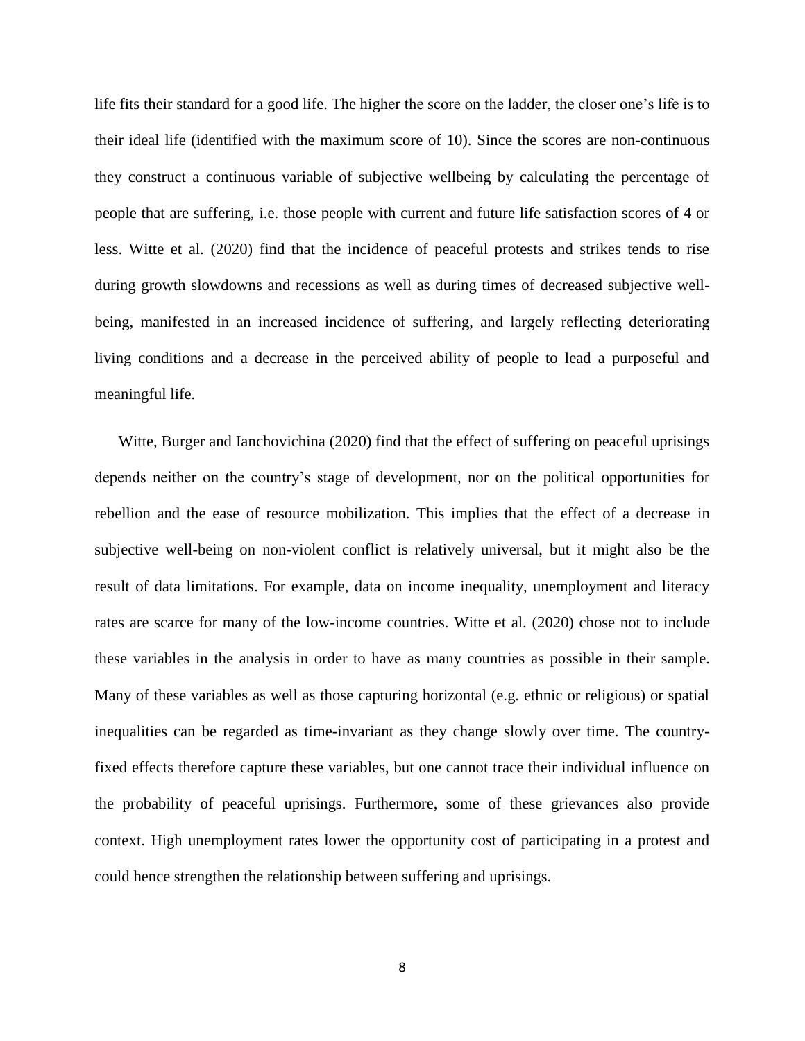life fits their standard for a good life. The higher the score on the ladder, the closer one's life is to their ideal life (identified with the maximum score of 10). Since the scores are non-continuous they construct a continuous variable of subjective wellbeing by calculating the percentage of people that are suffering, i.e. those people with current and future life satisfaction scores of 4 or less. Witte et al. (2020) find that the incidence of peaceful protests and strikes tends to rise during growth slowdowns and recessions as well as during times of decreased subjective well-being, manifested in an increased incidence of suffering, and largely reflecting deteriorating living conditions and a decrease in the perceived ability of people to lead a purposeful and meaningful life.

Witte, Burger and Ianchovichina (2020) find that the effect of suffering on peaceful uprisings depends neither on the country's stage of development, nor on the political opportunities for rebellion and the ease of resource mobilization. This implies that the effect of a decrease in subjective well-being on non-violent conflict is relatively universal, but it might also be the result of data limitations. For example, data on income inequality, unemployment and literacy rates are scarce for many of the low-income countries. Witte et al. (2020) chose not to include these variables in the analysis in order to have as many countries as possible in their sample. Many of these variables as well as those capturing horizontal (e.g. ethnic or religious) or spatial inequalities can be regarded as time-invariant as they change slowly over time. The country-fixed effects therefore capture these variables, but one cannot trace their individual influence on the probability of peaceful uprisings. Furthermore, some of these grievances also provide context. High unemployment rates lower the opportunity cost of participating in a protest and could hence strengthen the relationship between suffering and uprisings.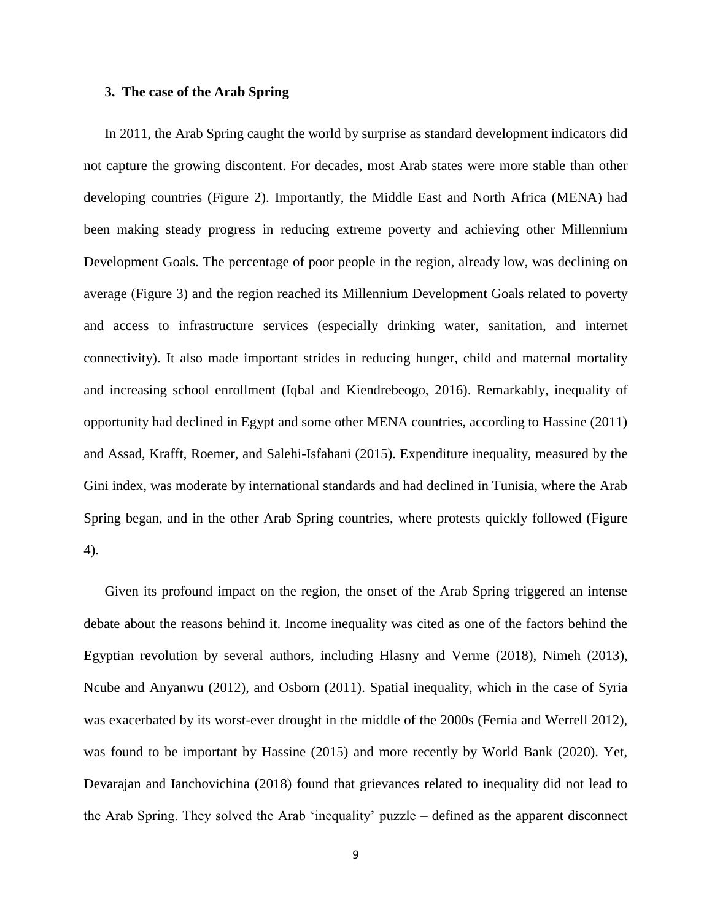## 3. The case of the Arab Spring

In 2011, the Arab Spring caught the world by surprise as standard development indicators did not capture the growing discontent. For decades, most Arab states were more stable than other developing countries (Figure 2). Importantly, the Middle East and North Africa (MENA) had been making steady progress in reducing extreme poverty and achieving other Millennium Development Goals. The percentage of poor people in the region, already low, was declining on average (Figure 3) and the region reached its Millennium Development Goals related to poverty and access to infrastructure services (especially drinking water, sanitation, and internet connectivity). It also made important strides in reducing hunger, child and maternal mortality and increasing school enrollment (Iqbal and Kiendrebeogo, 2016). Remarkably, inequality of opportunity had declined in Egypt and some other MENA countries, according to Hassine (2011) and Assad, Krafft, Roemer, and Salehi-Isfahani (2015). Expenditure inequality, measured by the Gini index, was moderate by international standards and had declined in Tunisia, where the Arab Spring began, and in the other Arab Spring countries, where protests quickly followed (Figure 4).

Given its profound impact on the region, the onset of the Arab Spring triggered an intense debate about the reasons behind it. Income inequality was cited as one of the factors behind the Egyptian revolution by several authors, including Hlasny and Verme (2018), Nimeh (2013), Ncube and Anyanwu (2012), and Osborn (2011). Spatial inequality, which in the case of Syria was exacerbated by its worst-ever drought in the middle of the 2000s (Femia and Werrell 2012), was found to be important by Hassine (2015) and more recently by World Bank (2020). Yet, Devarajan and Ianchovichina (2018) found that grievances related to inequality did not lead to the Arab Spring. They solved the Arab 'inequality' puzzle – defined as the apparent disconnect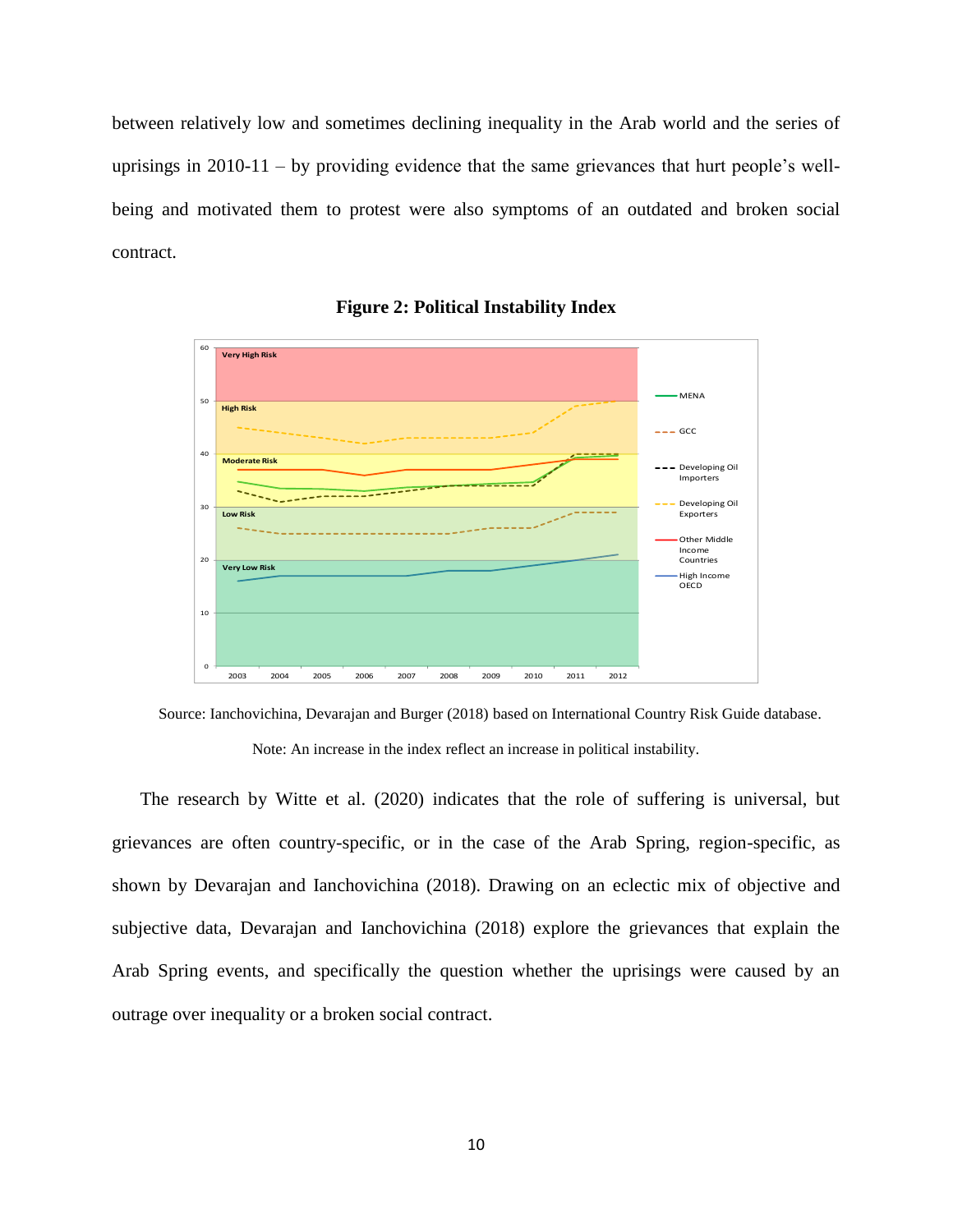between relatively low and sometimes declining inequality in the Arab world and the series of uprisings in 2010-11 – by providing evidence that the same grievances that hurt people's well-being and motivated them to protest were also symptoms of an outdated and broken social contract.

**Figure 2: Political Instability Index**

Source: Ianchovichina, Devarajan and Burger (2018) based on International Country Risk Guide database.

Note: An increase in the index reflect an increase in political instability.

The research by Witte et al. (2020) indicates that the role of suffering is universal, but grievances are often country-specific, or in the case of the Arab Spring, region-specific, as shown by Devarajan and Ianchovichina (2018). Drawing on an eclectic mix of objective and subjective data, Devarajan and Ianchovichina (2018) explore the grievances that explain the Arab Spring events, and specifically the question whether the uprisings were caused by an outrage over inequality or a broken social contract.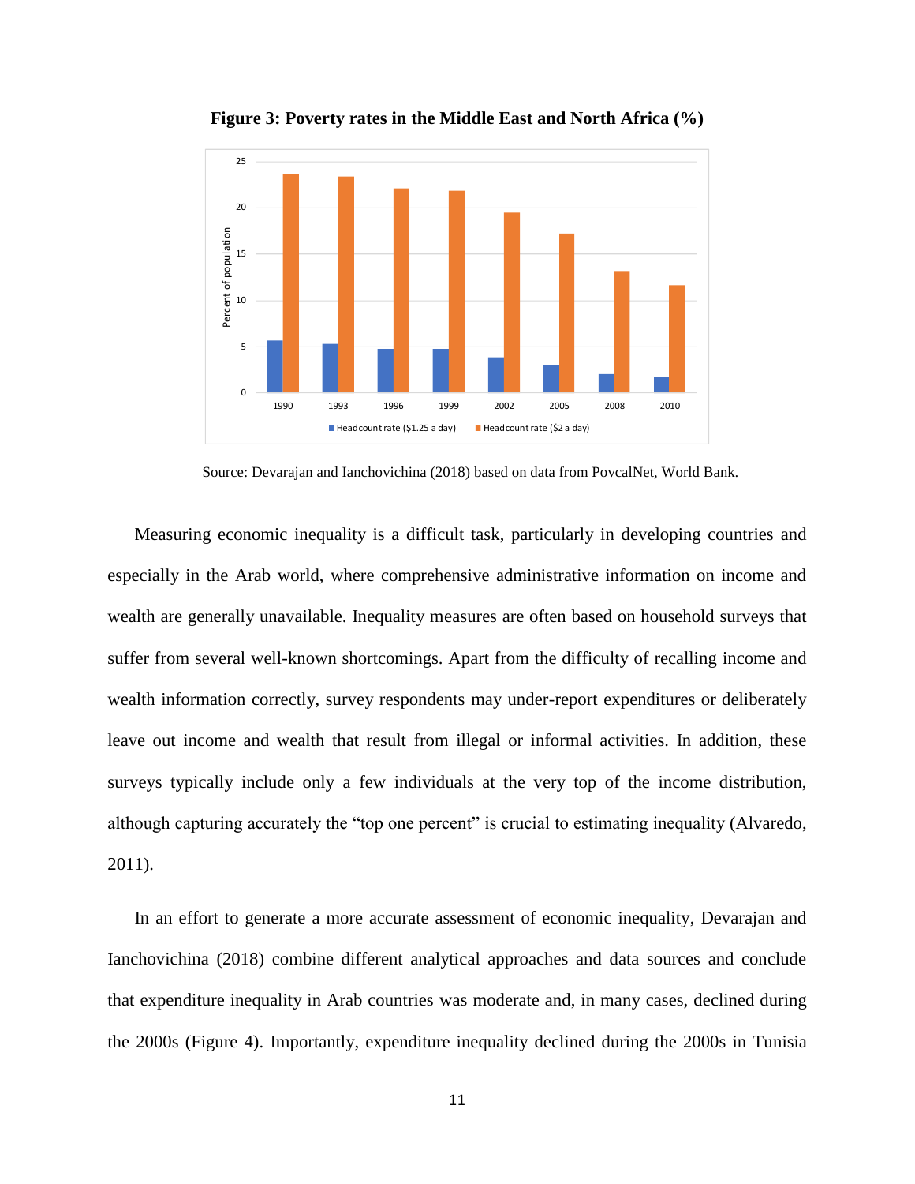**Figure 3: Poverty rates in the Middle East and North Africa (%)**

Source: Devarajan and Ianchovichina (2018) based on data from PovcalNet, World Bank.

Measuring economic inequality is a difficult task, particularly in developing countries and especially in the Arab world, where comprehensive administrative information on income and wealth are generally unavailable. Inequality measures are often based on household surveys that suffer from several well-known shortcomings. Apart from the difficulty of recalling income and wealth information correctly, survey respondents may under-report expenditures or deliberately leave out income and wealth that result from illegal or informal activities. In addition, these surveys typically include only a few individuals at the very top of the income distribution, although capturing accurately the "top one percent" is crucial to estimating inequality (Alvaredo, 2011).

In an effort to generate a more accurate assessment of economic inequality, Devarajan and Ianchovichina (2018) combine different analytical approaches and data sources and conclude that expenditure inequality in Arab countries was moderate and, in many cases, declined during the 2000s (Figure 4). Importantly, expenditure inequality declined during the 2000s in Tunisia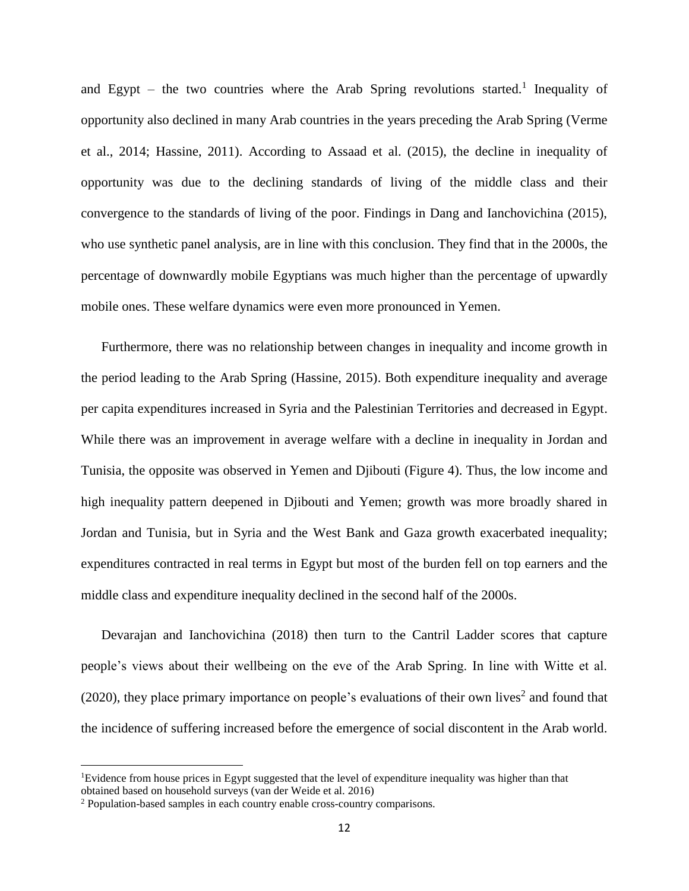and Egypt – the two countries where the Arab Spring revolutions started.[1] Inequality of opportunity also declined in many Arab countries in the years preceding the Arab Spring (Verme et al., 2014; Hassine, 2011). According to Assaad et al. (2015), the decline in inequality of opportunity was due to the declining standards of living of the middle class and their convergence to the standards of living of the poor. Findings in Dang and Ianchovichina (2015), who use synthetic panel analysis, are in line with this conclusion. They find that in the 2000s, the percentage of downwardly mobile Egyptians was much higher than the percentage of upwardly mobile ones. These welfare dynamics were even more pronounced in Yemen.

Furthermore, there was no relationship between changes in inequality and income growth in the period leading to the Arab Spring (Hassine, 2015). Both expenditure inequality and average per capita expenditures increased in Syria and the Palestinian Territories and decreased in Egypt. While there was an improvement in average welfare with a decline in inequality in Jordan and Tunisia, the opposite was observed in Yemen and Djibouti (Figure 4). Thus, the low income and high inequality pattern deepened in Djibouti and Yemen; growth was more broadly shared in Jordan and Tunisia, but in Syria and the West Bank and Gaza growth exacerbated inequality; expenditures contracted in real terms in Egypt but most of the burden fell on top earners and the middle class and expenditure inequality declined in the second half of the 2000s.

Devarajan and Ianchovichina (2018) then turn to the Cantril Ladder scores that capture people's views about their wellbeing on the eve of the Arab Spring. In line with Witte et al. (2020), they place primary importance on people's evaluations of their own lives[2] and found that the incidence of suffering increased before the emergence of social discontent in the Arab world.

[1] Evidence from house prices in Egypt suggested that the level of expenditure inequality was higher than that obtained based on household surveys (van der Weide et al. 2016)

[2] Population-based samples in each country enable cross-country comparisons.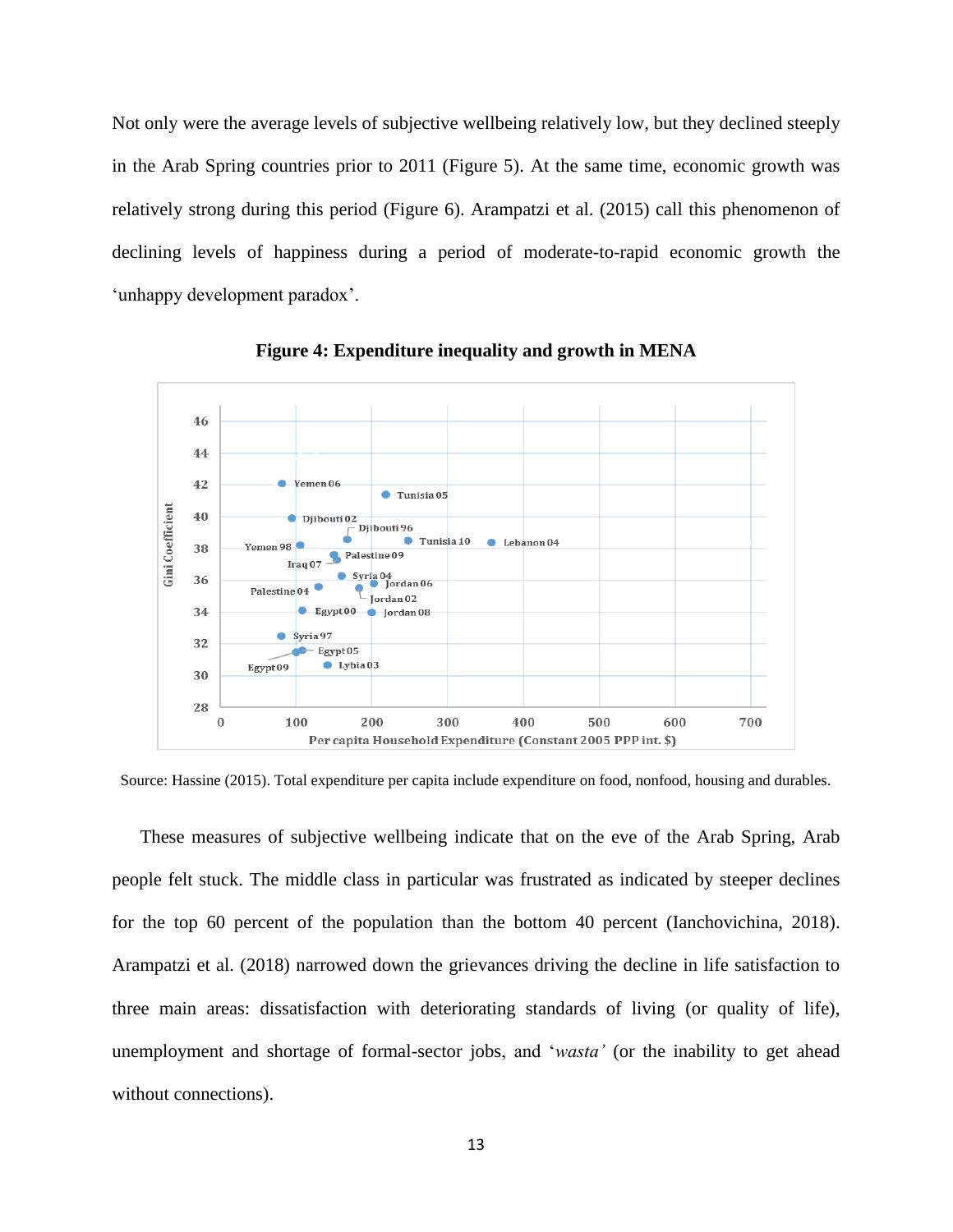Not only were the average levels of subjective wellbeing relatively low, but they declined steeply in the Arab Spring countries prior to 2011 (Figure 5). At the same time, economic growth was relatively strong during this period (Figure 6). Arampatzi et al. (2015) call this phenomenon of declining levels of happiness during a period of moderate-to-rapid economic growth the 'unhappy development paradox'.

**Figure 4: Expenditure inequality and growth in MENA**

Source: Hassine (2015). Total expenditure per capita include expenditure on food, nonfood, housing and durables.

These measures of subjective wellbeing indicate that on the eve of the Arab Spring, Arab people felt stuck. The middle class in particular was frustrated as indicated by steeper declines for the top 60 percent of the population than the bottom 40 percent (Ianchovichina, 2018). Arampatzi et al. (2018) narrowed down the grievances driving the decline in life satisfaction to three main areas: dissatisfaction with deteriorating standards of living (or quality of life), unemployment and shortage of formal-sector jobs, and '*wasta'* (or the inability to get ahead without connections).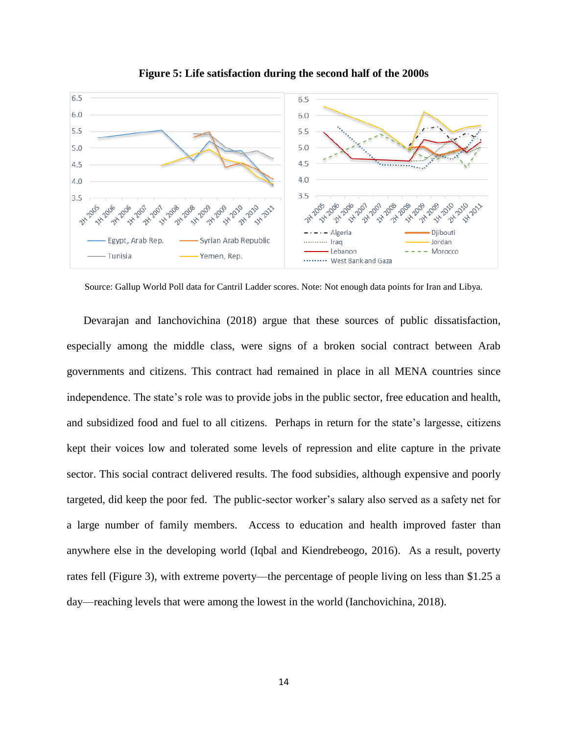**Figure 5: Life satisfaction during the second half of the 2000s**

Source: Gallup World Poll data for Cantril Ladder scores. Note: Not enough data points for Iran and Libya.

Devarajan and Ianchovichina (2018) argue that these sources of public dissatisfaction, especially among the middle class, were signs of a broken social contract between Arab governments and citizens. This contract had remained in place in all MENA countries since independence. The state's role was to provide jobs in the public sector, free education and health, and subsidized food and fuel to all citizens. Perhaps in return for the state's largesse, citizens kept their voices low and tolerated some levels of repression and elite capture in the private sector. This social contract delivered results. The food subsidies, although expensive and poorly targeted, did keep the poor fed. The public-sector worker's salary also served as a safety net for a large number of family members. Access to education and health improved faster than anywhere else in the developing world (Iqbal and Kiendrebeogo, 2016). As a result, poverty rates fell (Figure 3), with extreme poverty—the percentage of people living on less than $1.25 a day—reaching levels that were among the lowest in the world (Ianchovichina, 2018).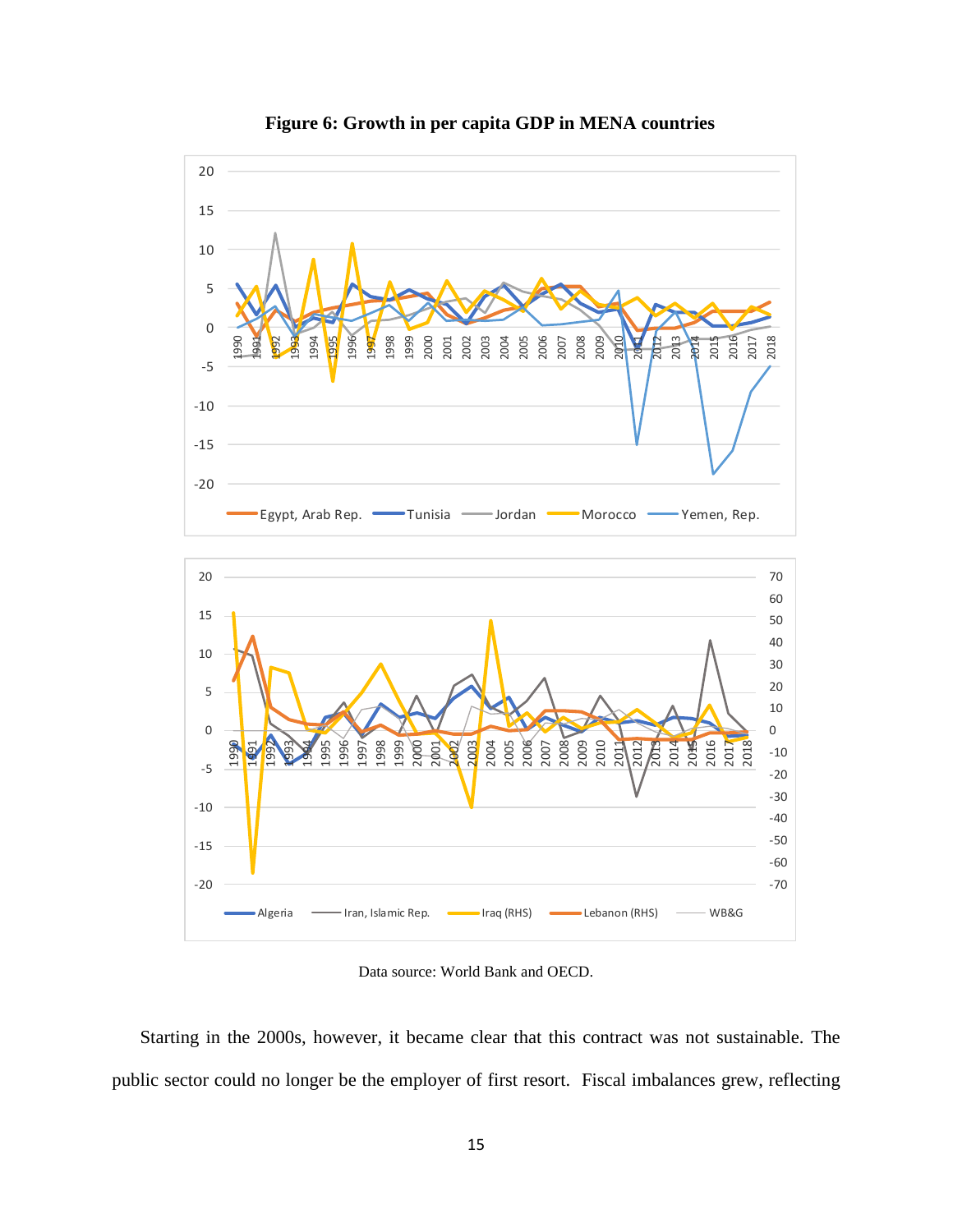**Figure 6: Growth in per capita GDP in MENA countries**

Data source: World Bank and OECD.

Starting in the 2000s, however, it became clear that this contract was not sustainable. The public sector could no longer be the employer of first resort. Fiscal imbalances grew, reflecting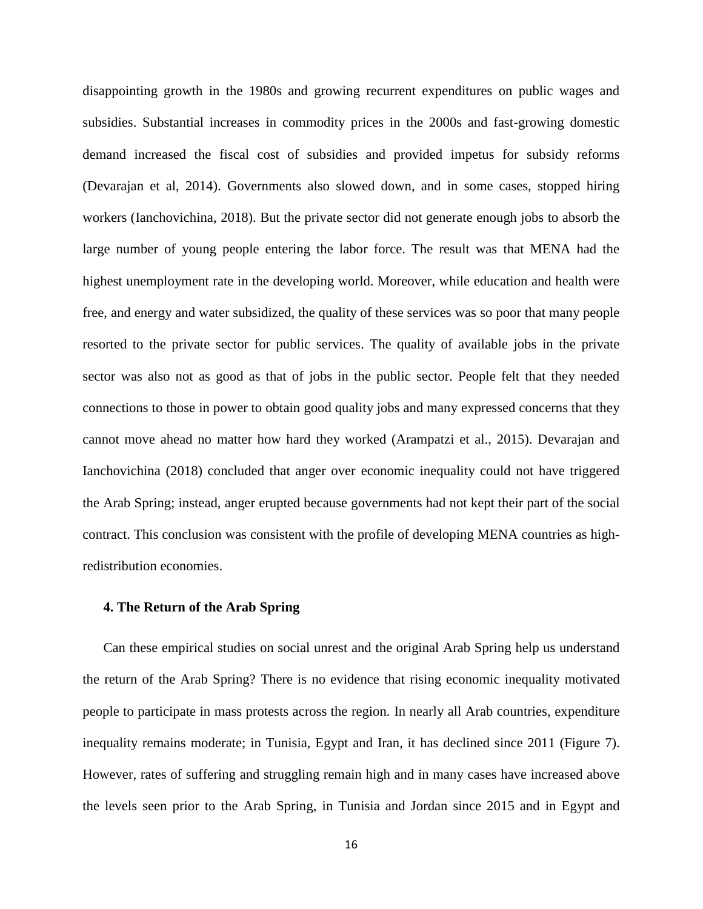disappointing growth in the 1980s and growing recurrent expenditures on public wages and subsidies. Substantial increases in commodity prices in the 2000s and fast-growing domestic demand increased the fiscal cost of subsidies and provided impetus for subsidy reforms (Devarajan et al, 2014). Governments also slowed down, and in some cases, stopped hiring workers (Ianchovichina, 2018). But the private sector did not generate enough jobs to absorb the large number of young people entering the labor force. The result was that MENA had the highest unemployment rate in the developing world. Moreover, while education and health were free, and energy and water subsidized, the quality of these services was so poor that many people resorted to the private sector for public services. The quality of available jobs in the private sector was also not as good as that of jobs in the public sector. People felt that they needed connections to those in power to obtain good quality jobs and many expressed concerns that they cannot move ahead no matter how hard they worked (Arampatzi et al., 2015). Devarajan and Ianchovichina (2018) concluded that anger over economic inequality could not have triggered the Arab Spring; instead, anger erupted because governments had not kept their part of the social contract. This conclusion was consistent with the profile of developing MENA countries as high-redistribution economies.

## 4. The Return of the Arab Spring

Can these empirical studies on social unrest and the original Arab Spring help us understand the return of the Arab Spring? There is no evidence that rising economic inequality motivated people to participate in mass protests across the region. In nearly all Arab countries, expenditure inequality remains moderate; in Tunisia, Egypt and Iran, it has declined since 2011 (Figure 7). However, rates of suffering and struggling remain high and in many cases have increased above the levels seen prior to the Arab Spring, in Tunisia and Jordan since 2015 and in Egypt and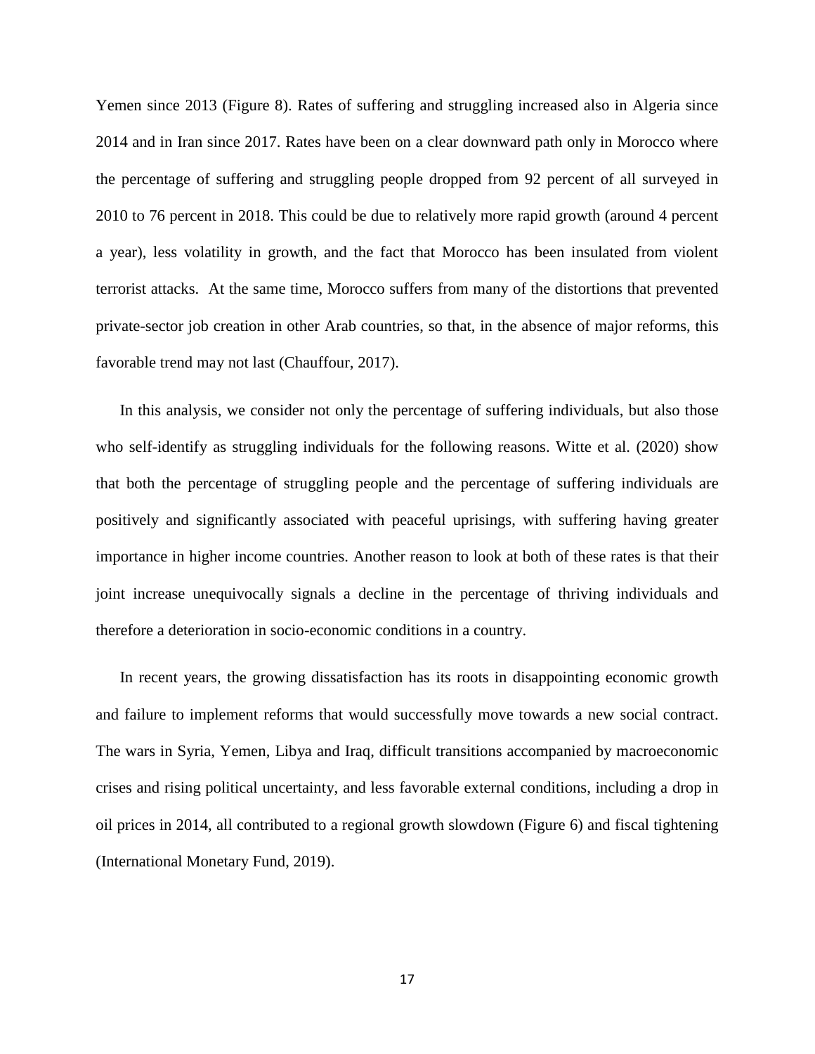Yemen since 2013 (Figure 8). Rates of suffering and struggling increased also in Algeria since 2014 and in Iran since 2017. Rates have been on a clear downward path only in Morocco where the percentage of suffering and struggling people dropped from 92 percent of all surveyed in 2010 to 76 percent in 2018. This could be due to relatively more rapid growth (around 4 percent a year), less volatility in growth, and the fact that Morocco has been insulated from violent terrorist attacks. At the same time, Morocco suffers from many of the distortions that prevented private-sector job creation in other Arab countries, so that, in the absence of major reforms, this favorable trend may not last (Chauffour, 2017).

In this analysis, we consider not only the percentage of suffering individuals, but also those who self-identify as struggling individuals for the following reasons. Witte et al. (2020) show that both the percentage of struggling people and the percentage of suffering individuals are positively and significantly associated with peaceful uprisings, with suffering having greater importance in higher income countries. Another reason to look at both of these rates is that their joint increase unequivocally signals a decline in the percentage of thriving individuals and therefore a deterioration in socio-economic conditions in a country.

In recent years, the growing dissatisfaction has its roots in disappointing economic growth and failure to implement reforms that would successfully move towards a new social contract. The wars in Syria, Yemen, Libya and Iraq, difficult transitions accompanied by macroeconomic crises and rising political uncertainty, and less favorable external conditions, including a drop in oil prices in 2014, all contributed to a regional growth slowdown (Figure 6) and fiscal tightening (International Monetary Fund, 2019).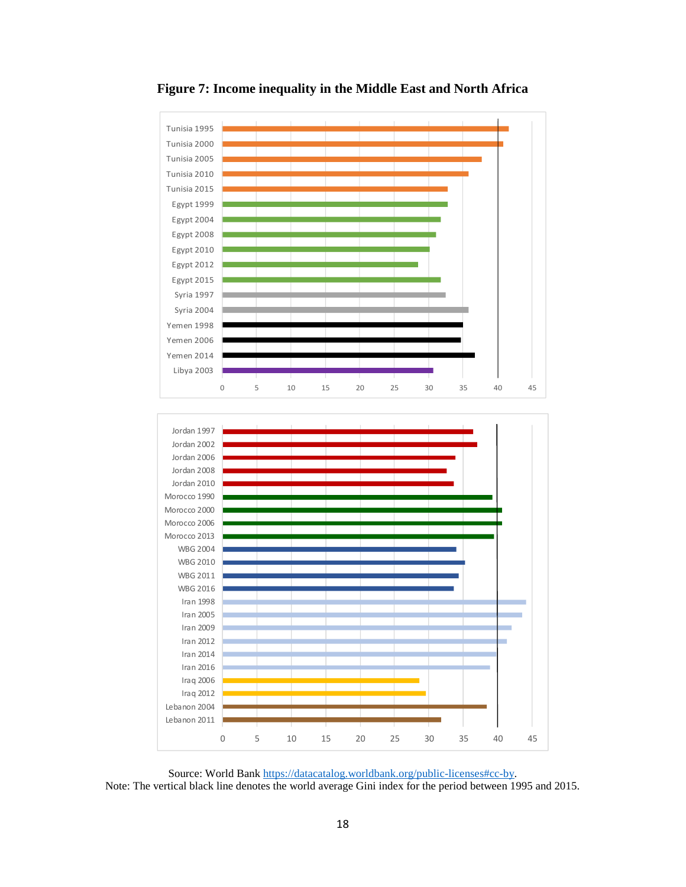**Figure 7: Income inequality in the Middle East and North Africa**

Tunisia 1995
Tunisia 2000
Tunisia 2005
Tunisia 2010
Tunisia 2015
Egypt 1999
Egypt 2004
Egypt 2008
Egypt 2010
Egypt 2012
Egypt 2015
Syria 1997
Syria 2004
Yemen 1998
Yemen 2006
Yemen 2014
Libya 2003

0 5 10 15 20 25 30 35 40 45

Jordan 1997
Jordan 2002
Jordan 2006
Jordan 2008
Jordan 2010
Morocco 1990
Morocco 2000
Morocco 2006
Morocco 2013
WBG 2004
WBG 2010
WBG 2011
WBG 2016
Iran 1998
Iran 2005
Iran 2009
Iran 2012
Iran 2014
Iran 2016
Iraq 2006
Iraq 2012
Lebanon 2004
Lebanon 2011

0 5 10 15 20 25 30 35 40 45

Source: World Bank https://datacatalog.worldbank.org/public-licenses#cc-by.
Note: The vertical black line denotes the world average Gini index for the period between 1995 and 2015.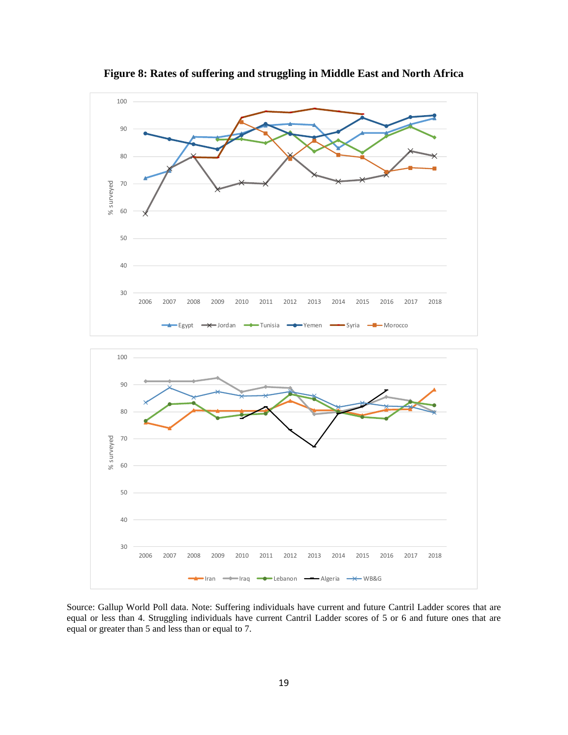**Figure 8: Rates of suffering and struggling in Middle East and North Africa**

Source: Gallup World Poll data. Note: Suffering individuals have current and future Cantril Ladder scores that are equal or less than 4. Struggling individuals have current Cantril Ladder scores of 5 or 6 and future ones that are equal or greater than 5 and less than or equal to 7.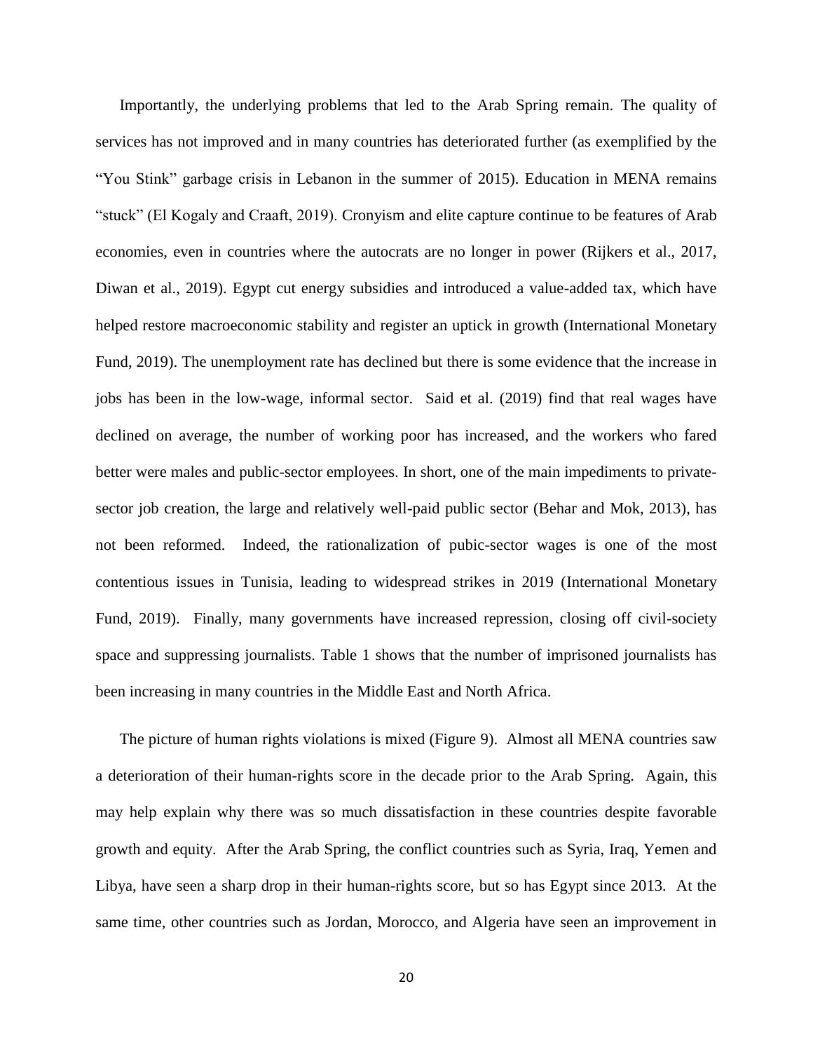Importantly, the underlying problems that led to the Arab Spring remain. The quality of services has not improved and in many countries has deteriorated further (as exemplified by the "You Stink" garbage crisis in Lebanon in the summer of 2015). Education in MENA remains "stuck" (El Kogaly and Craaft, 2019). Cronyism and elite capture continue to be features of Arab economies, even in countries where the autocrats are no longer in power (Rijkers et al., 2017, Diwan et al., 2019). Egypt cut energy subsidies and introduced a value-added tax, which have helped restore macroeconomic stability and register an uptick in growth (International Monetary Fund, 2019). The unemployment rate has declined but there is some evidence that the increase in jobs has been in the low-wage, informal sector. Said et al. (2019) find that real wages have declined on average, the number of working poor has increased, and the workers who fared better were males and public-sector employees. In short, one of the main impediments to private-sector job creation, the large and relatively well-paid public sector (Behar and Mok, 2013), has not been reformed. Indeed, the rationalization of pubic-sector wages is one of the most contentious issues in Tunisia, leading to widespread strikes in 2019 (International Monetary Fund, 2019). Finally, many governments have increased repression, closing off civil-society space and suppressing journalists. Table 1 shows that the number of imprisoned journalists has been increasing in many countries in the Middle East and North Africa.

The picture of human rights violations is mixed (Figure 9). Almost all MENA countries saw a deterioration of their human-rights score in the decade prior to the Arab Spring. Again, this may help explain why there was so much dissatisfaction in these countries despite favorable growth and equity. After the Arab Spring, the conflict countries such as Syria, Iraq, Yemen and Libya, have seen a sharp drop in their human-rights score, but so has Egypt since 2013. At the same time, other countries such as Jordan, Morocco, and Algeria have seen an improvement in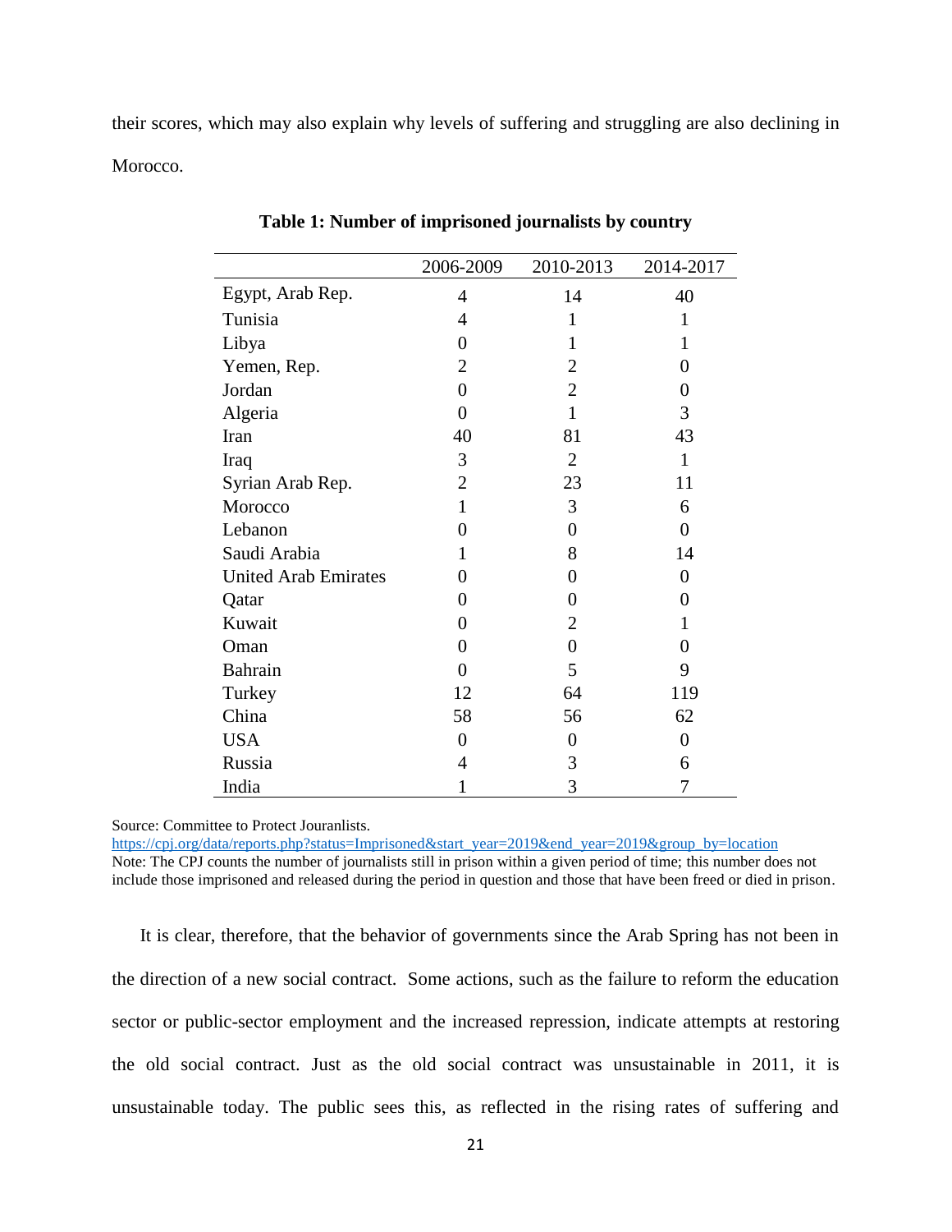their scores, which may also explain why levels of suffering and struggling are also declining in Morocco.

**Table 1: Number of imprisoned journalists by country**

| | 2006-2009 | 2010-2013 | 2014-2017 |
|---|---|---|---|
| Egypt, Arab Rep. | 4 | 14 | 40 |
| Tunisia | 4 | 1 | 1 |
| Libya | 0 | 1 | 1 |
| Yemen, Rep. | 2 | 2 | 0 |
| Jordan | 0 | 2 | 0 |
| Algeria | 0 | 1 | 3 |
| Iran | 40 | 81 | 43 |
| Iraq | 3 | 2 | 1 |
| Syrian Arab Rep. | 2 | 23 | 11 |
| Morocco | 1 | 3 | 6 |
| Lebanon | 0 | 0 | 0 |
| Saudi Arabia | 1 | 8 | 14 |
| United Arab Emirates | 0 | 0 | 0 |
| Qatar | 0 | 0 | 0 |
| Kuwait | 0 | 2 | 1 |
| Oman | 0 | 0 | 0 |
| Bahrain | 0 | 5 | 9 |
| Turkey | 12 | 64 | 119 |
| China | 58 | 56 | 62 |
| USA | 0 | 0 | 0 |
| Russia | 4 | 3 | 6 |
| India | 1 | 3 | 7 |

Source: Committee to Protect Jouranlists.
https://cpj.org/data/reports.php?status=Imprisoned&start_year=2019&end_year=2019&group_by=location
Note: The CPJ counts the number of journalists still in prison within a given period of time; this number does not include those imprisoned and released during the period in question and those that have been freed or died in prison.

It is clear, therefore, that the behavior of governments since the Arab Spring has not been in the direction of a new social contract. Some actions, such as the failure to reform the education sector or public-sector employment and the increased repression, indicate attempts at restoring the old social contract. Just as the old social contract was unsustainable in 2011, it is unsustainable today. The public sees this, as reflected in the rising rates of suffering and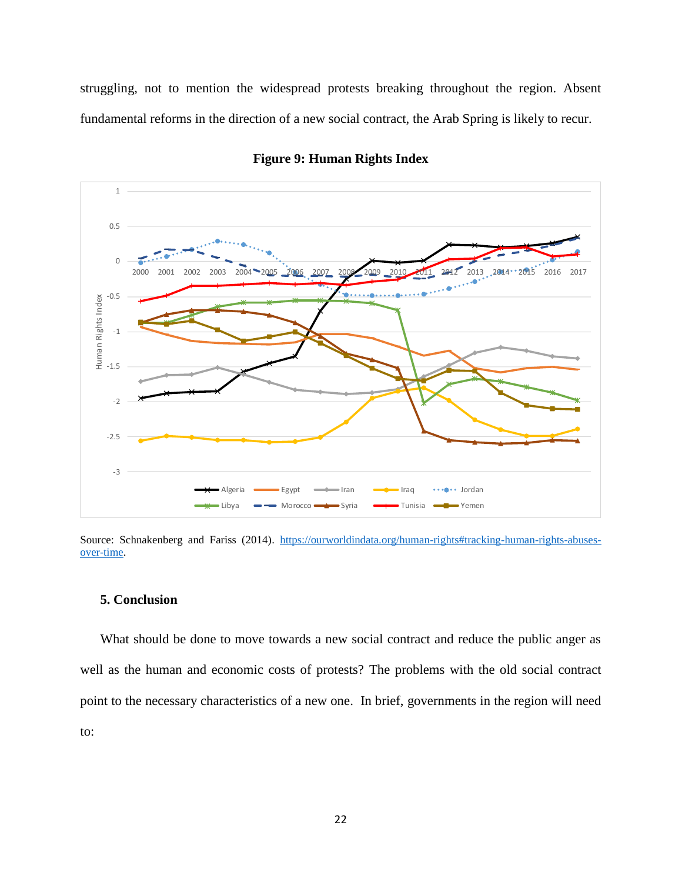struggling, not to mention the widespread protests breaking throughout the region. Absent fundamental reforms in the direction of a new social contract, the Arab Spring is likely to recur.

**Figure 9: Human Rights Index**

Source: Schnakenberg and Fariss (2014). https://ourworldindata.org/human-rights#tracking-human-rights-abuses-over-time.

## 5. Conclusion

What should be done to move towards a new social contract and reduce the public anger as well as the human and economic costs of protests? The problems with the old social contract point to the necessary characteristics of a new one. In brief, governments in the region will need to: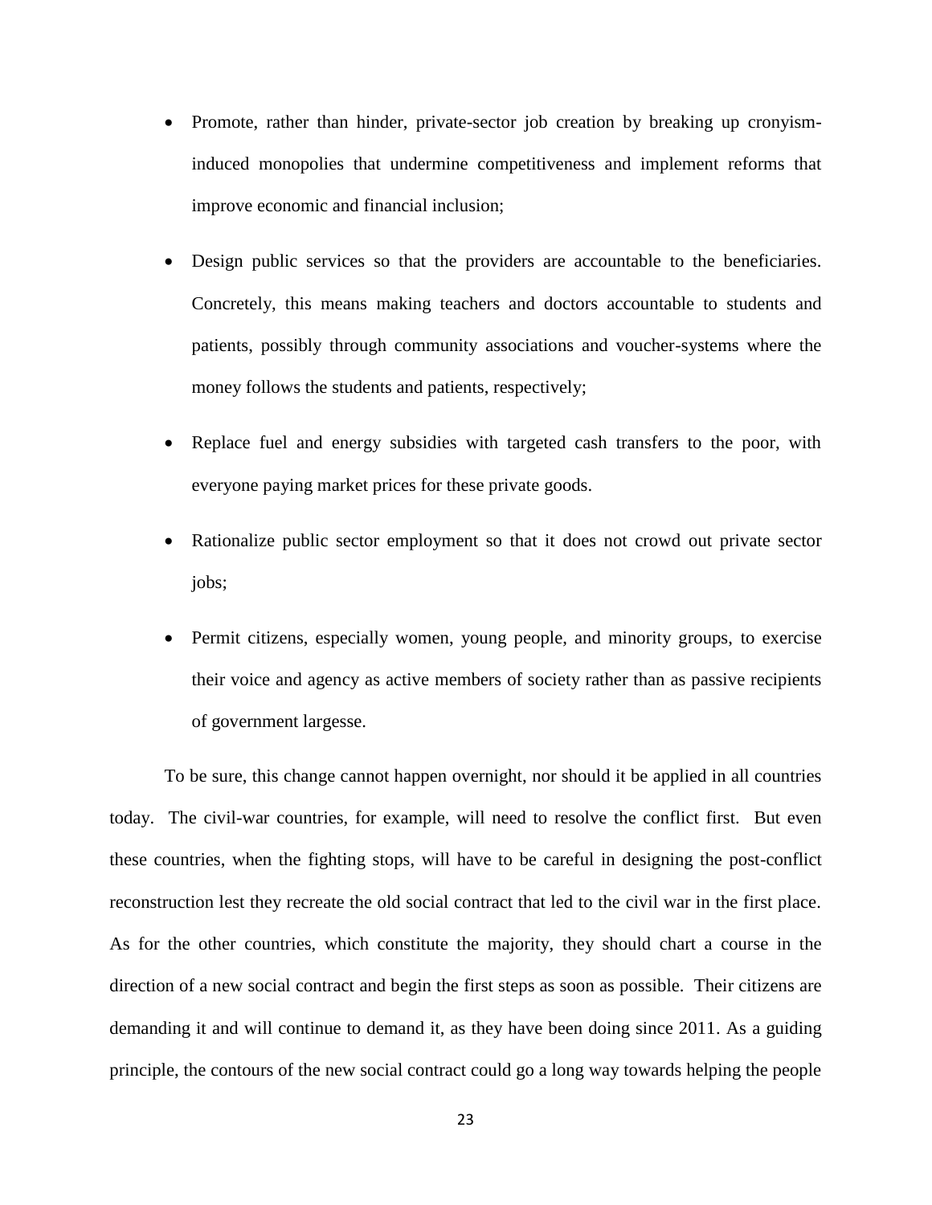- Promote, rather than hinder, private-sector job creation by breaking up cronyism-induced monopolies that undermine competitiveness and implement reforms that improve economic and financial inclusion;
- Design public services so that the providers are accountable to the beneficiaries. Concretely, this means making teachers and doctors accountable to students and patients, possibly through community associations and voucher-systems where the money follows the students and patients, respectively;
- Replace fuel and energy subsidies with targeted cash transfers to the poor, with everyone paying market prices for these private goods.
- Rationalize public sector employment so that it does not crowd out private sector jobs;
- Permit citizens, especially women, young people, and minority groups, to exercise their voice and agency as active members of society rather than as passive recipients of government largesse.

To be sure, this change cannot happen overnight, nor should it be applied in all countries today. The civil-war countries, for example, will need to resolve the conflict first. But even these countries, when the fighting stops, will have to be careful in designing the post-conflict reconstruction lest they recreate the old social contract that led to the civil war in the first place. As for the other countries, which constitute the majority, they should chart a course in the direction of a new social contract and begin the first steps as soon as possible. Their citizens are demanding it and will continue to demand it, as they have been doing since 2011. As a guiding principle, the contours of the new social contract could go a long way towards helping the people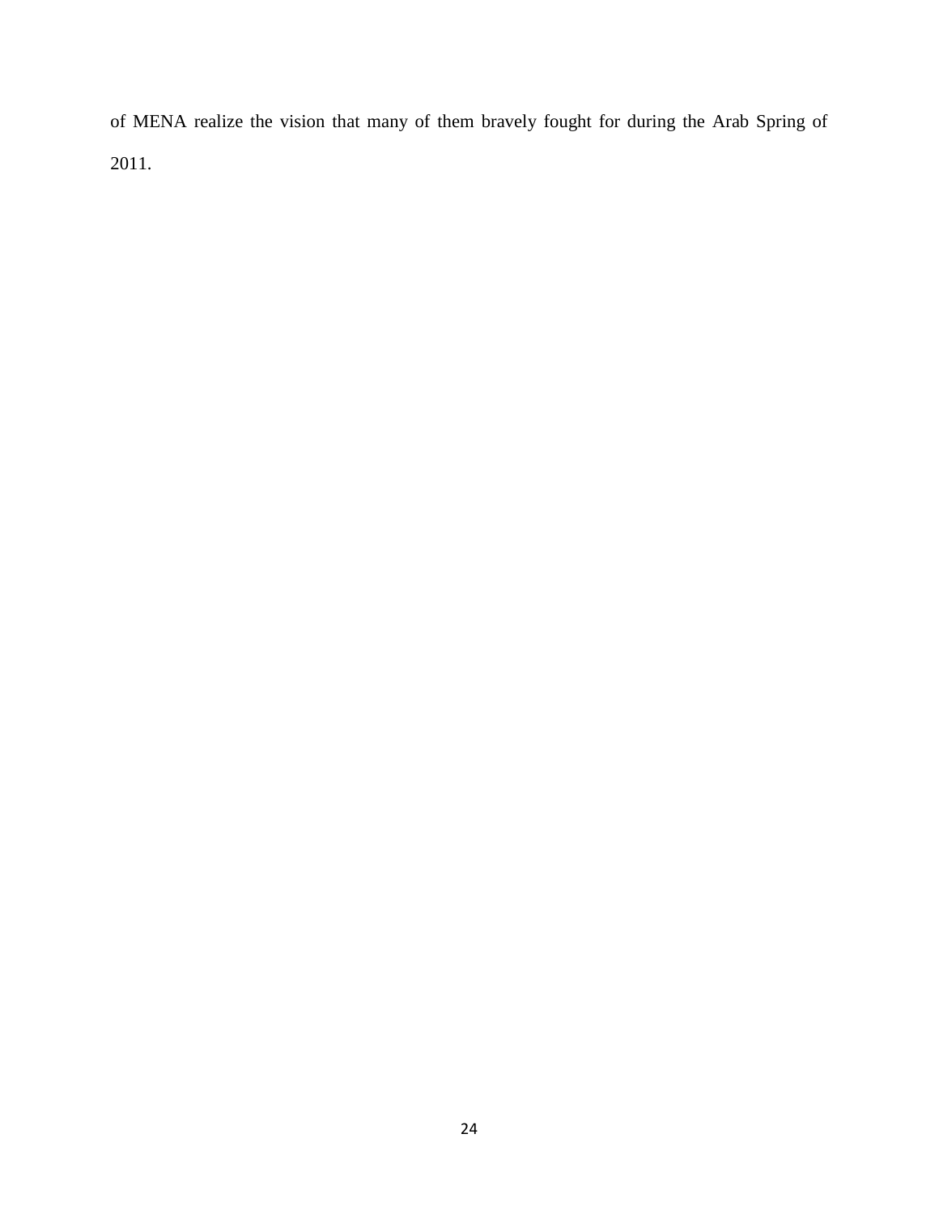of MENA realize the vision that many of them bravely fought for during the Arab Spring of 2011.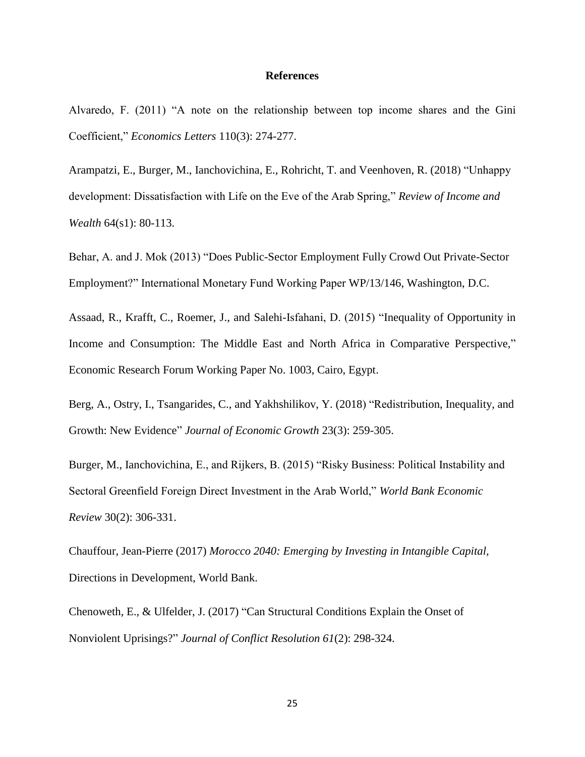## References

Alvaredo, F. (2011) "A note on the relationship between top income shares and the Gini Coefficient," *Economics Letters* 110(3): 274-277.

Arampatzi, E., Burger, M., Ianchovichina, E., Rohricht, T. and Veenhoven, R. (2018) "Unhappy development: Dissatisfaction with Life on the Eve of the Arab Spring," *Review of Income and Wealth* 64(s1): 80-113.

Behar, A. and J. Mok (2013) "Does Public-Sector Employment Fully Crowd Out Private-Sector Employment?" International Monetary Fund Working Paper WP/13/146, Washington, D.C.

Assaad, R., Krafft, C., Roemer, J., and Salehi-Isfahani, D. (2015) "Inequality of Opportunity in Income and Consumption: The Middle East and North Africa in Comparative Perspective," Economic Research Forum Working Paper No. 1003, Cairo, Egypt.

Berg, A., Ostry, I., Tsangarides, C., and Yakhshilikov, Y. (2018) "Redistribution, Inequality, and Growth: New Evidence" *Journal of Economic Growth* 23(3): 259-305.

Burger, M., Ianchovichina, E., and Rijkers, B. (2015) "Risky Business: Political Instability and Sectoral Greenfield Foreign Direct Investment in the Arab World," *World Bank Economic Review* 30(2): 306-331.

Chauffour, Jean-Pierre (2017) *Morocco 2040: Emerging by Investing in Intangible Capital*, Directions in Development, World Bank.

Chenoweth, E., & Ulfelder, J. (2017) "Can Structural Conditions Explain the Onset of Nonviolent Uprisings?" *Journal of Conflict Resolution 61*(2): 298-324.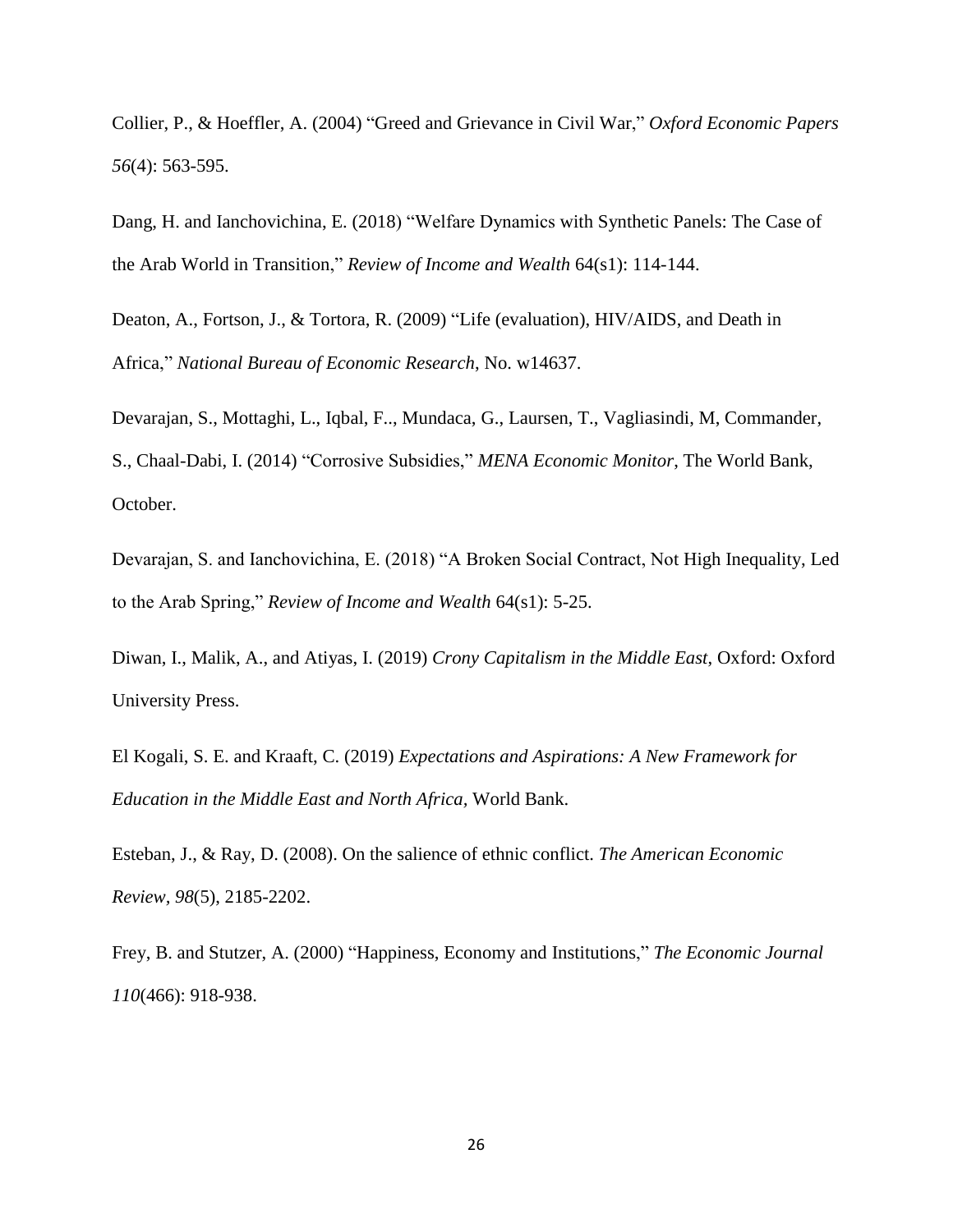Collier, P., & Hoeffler, A. (2004) “Greed and Grievance in Civil War,” *Oxford Economic Papers 56*(4): 563-595.

Dang, H. and Ianchovichina, E. (2018) “Welfare Dynamics with Synthetic Panels: The Case of the Arab World in Transition,” *Review of Income and Wealth* 64(s1): 114-144.

Deaton, A., Fortson, J., & Tortora, R. (2009) “Life (evaluation), HIV/AIDS, and Death in Africa,” *National Bureau of Economic Research*, No. w14637.

Devarajan, S., Mottaghi, L., Iqbal, F.., Mundaca, G., Laursen, T., Vagliasindi, M, Commander, S., Chaal-Dabi, I. (2014) “Corrosive Subsidies,” *MENA Economic Monitor*, The World Bank, October.

Devarajan, S. and Ianchovichina, E. (2018) “A Broken Social Contract, Not High Inequality, Led to the Arab Spring,” *Review of Income and Wealth* 64(s1): 5-25.

Diwan, I., Malik, A., and Atiyas, I. (2019) *Crony Capitalism in the Middle East*, Oxford: Oxford University Press.

El Kogali, S. E. and Kraaft, C. (2019) *Expectations and Aspirations: A New Framework for Education in the Middle East and North Africa*, World Bank.

Esteban, J., & Ray, D. (2008). On the salience of ethnic conflict. *The American Economic Review*, *98*(5), 2185-2202.

Frey, B. and Stutzer, A. (2000) “Happiness, Economy and Institutions,” *The Economic Journal 110*(466): 918-938.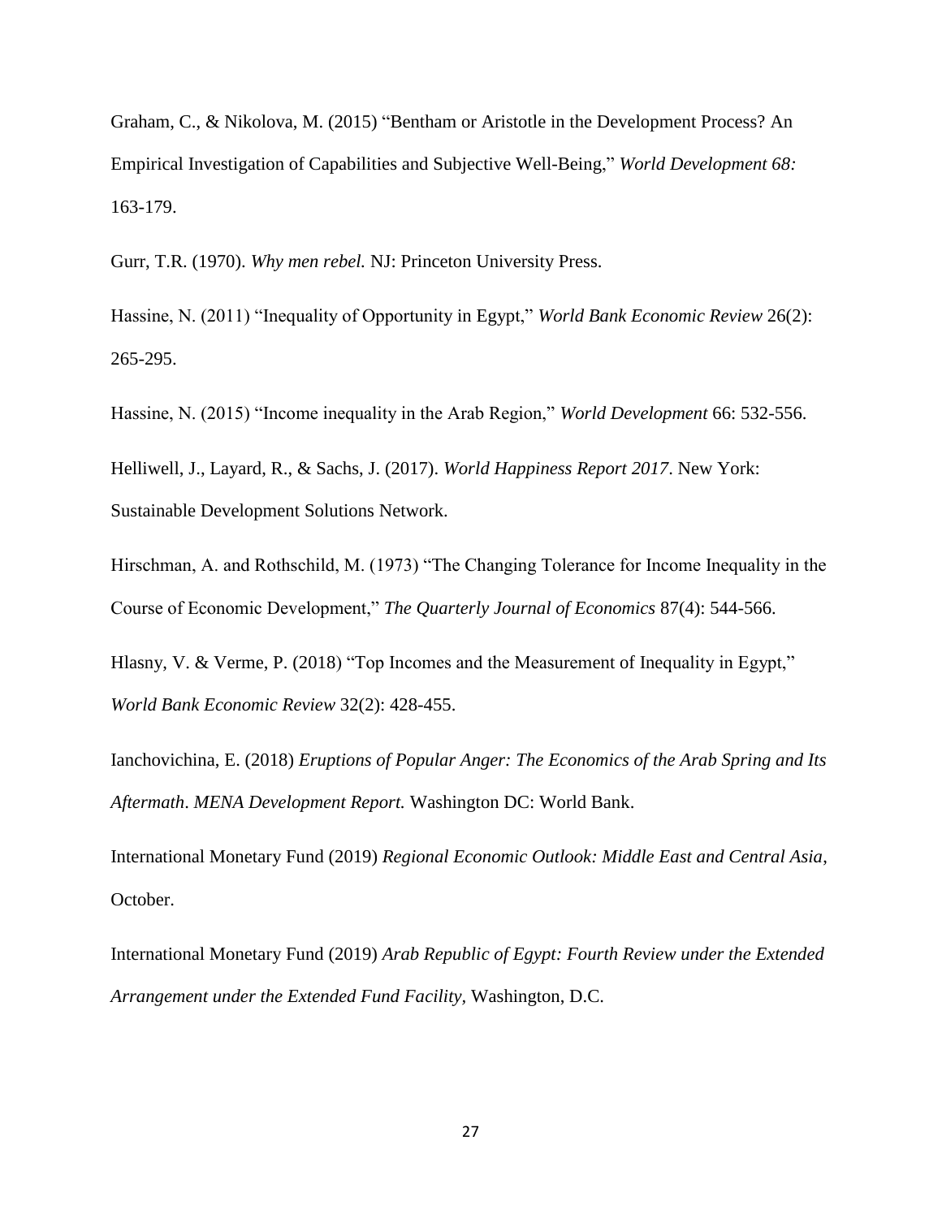Graham, C., & Nikolova, M. (2015) "Bentham or Aristotle in the Development Process? An Empirical Investigation of Capabilities and Subjective Well-Being," *World Development 68:* 163-179.

Gurr, T.R. (1970). *Why men rebel.* NJ: Princeton University Press.

Hassine, N. (2011) "Inequality of Opportunity in Egypt," *World Bank Economic Review* 26(2): 265-295.

Hassine, N. (2015) "Income inequality in the Arab Region," *World Development* 66: 532-556.

Helliwell, J., Layard, R., & Sachs, J. (2017). *World Happiness Report 2017*. New York: Sustainable Development Solutions Network.

Hirschman, A. and Rothschild, M. (1973) "The Changing Tolerance for Income Inequality in the Course of Economic Development," *The Quarterly Journal of Economics* 87(4): 544-566.

Hlasny, V. & Verme, P. (2018) "Top Incomes and the Measurement of Inequality in Egypt," *World Bank Economic Review* 32(2): 428-455.

Ianchovichina, E. (2018) *Eruptions of Popular Anger: The Economics of the Arab Spring and Its Aftermath*. *MENA Development Report.* Washington DC: World Bank.

International Monetary Fund (2019) *Regional Economic Outlook: Middle East and Central Asia*, October.

International Monetary Fund (2019) *Arab Republic of Egypt: Fourth Review under the Extended Arrangement under the Extended Fund Facility*, Washington, D.C.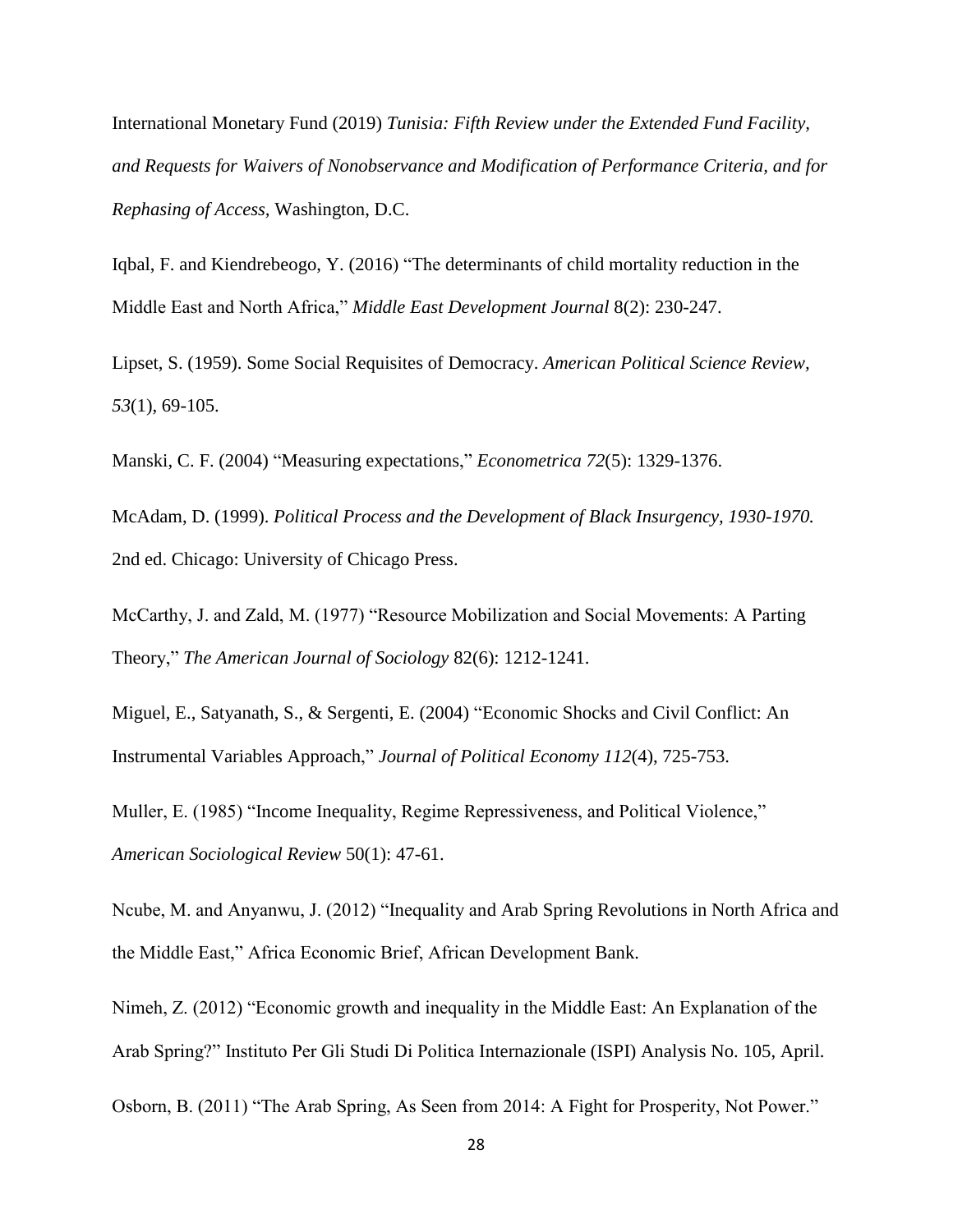International Monetary Fund (2019) *Tunisia: Fifth Review under the Extended Fund Facility, and Requests for Waivers of Nonobservance and Modification of Performance Criteria, and for Rephasing of Access,* Washington, D.C.

Iqbal, F. and Kiendrebeogo, Y. (2016) "The determinants of child mortality reduction in the Middle East and North Africa," *Middle East Development Journal* 8(2): 230-247.

Lipset, S. (1959). Some Social Requisites of Democracy. *American Political Science Review, 53*(1), 69-105.

Manski, C. F. (2004) "Measuring expectations," *Econometrica 72*(5): 1329-1376.

McAdam, D. (1999). *Political Process and the Development of Black Insurgency, 1930-1970.* 2nd ed. Chicago: University of Chicago Press.

McCarthy, J. and Zald, M. (1977) "Resource Mobilization and Social Movements: A Parting Theory," *The American Journal of Sociology* 82(6): 1212-1241.

Miguel, E., Satyanath, S., & Sergenti, E. (2004) "Economic Shocks and Civil Conflict: An Instrumental Variables Approach," *Journal of Political Economy 112*(4), 725-753.

Muller, E. (1985) "Income Inequality, Regime Repressiveness, and Political Violence," *American Sociological Review* 50(1): 47-61.

Ncube, M. and Anyanwu, J. (2012) "Inequality and Arab Spring Revolutions in North Africa and the Middle East," Africa Economic Brief, African Development Bank.

Nimeh, Z. (2012) "Economic growth and inequality in the Middle East: An Explanation of the Arab Spring?" Instituto Per Gli Studi Di Politica Internazionale (ISPI) Analysis No. 105, April.

Osborn, B. (2011) "The Arab Spring, As Seen from 2014: A Fight for Prosperity, Not Power."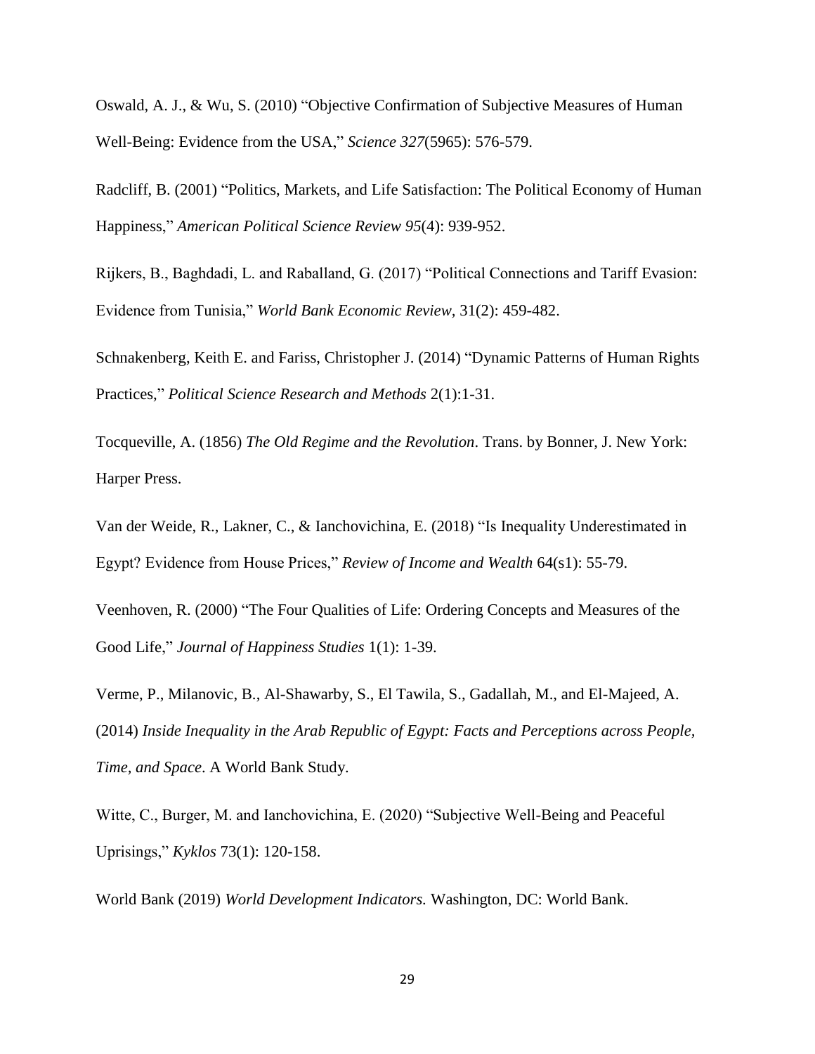Oswald, A. J., & Wu, S. (2010) "Objective Confirmation of Subjective Measures of Human Well-Being: Evidence from the USA," *Science 327*(5965): 576-579.

Radcliff, B. (2001) "Politics, Markets, and Life Satisfaction: The Political Economy of Human Happiness," *American Political Science Review 95*(4): 939-952.

Rijkers, B., Baghdadi, L. and Raballand, G. (2017) "Political Connections and Tariff Evasion: Evidence from Tunisia," *World Bank Economic Review,* 31(2): 459-482.

Schnakenberg, Keith E. and Fariss, Christopher J. (2014) "Dynamic Patterns of Human Rights Practices," *Political Science Research and Methods* 2(1):1-31.

Tocqueville, A. (1856) *The Old Regime and the Revolution*. Trans. by Bonner, J. New York: Harper Press.

Van der Weide, R., Lakner, C., & Ianchovichina, E. (2018) "Is Inequality Underestimated in Egypt? Evidence from House Prices," *Review of Income and Wealth* 64(s1): 55-79.

Veenhoven, R. (2000) "The Four Qualities of Life: Ordering Concepts and Measures of the Good Life," *Journal of Happiness Studies* 1(1): 1-39.

Verme, P., Milanovic, B., Al-Shawarby, S., El Tawila, S., Gadallah, M., and El-Majeed, A. (2014) *Inside Inequality in the Arab Republic of Egypt: Facts and Perceptions across People, Time, and Space*. A World Bank Study.

Witte, C., Burger, M. and Ianchovichina, E. (2020) "Subjective Well-Being and Peaceful Uprisings," *Kyklos* 73(1): 120-158.

World Bank (2019) *World Development Indicators.* Washington, DC: World Bank.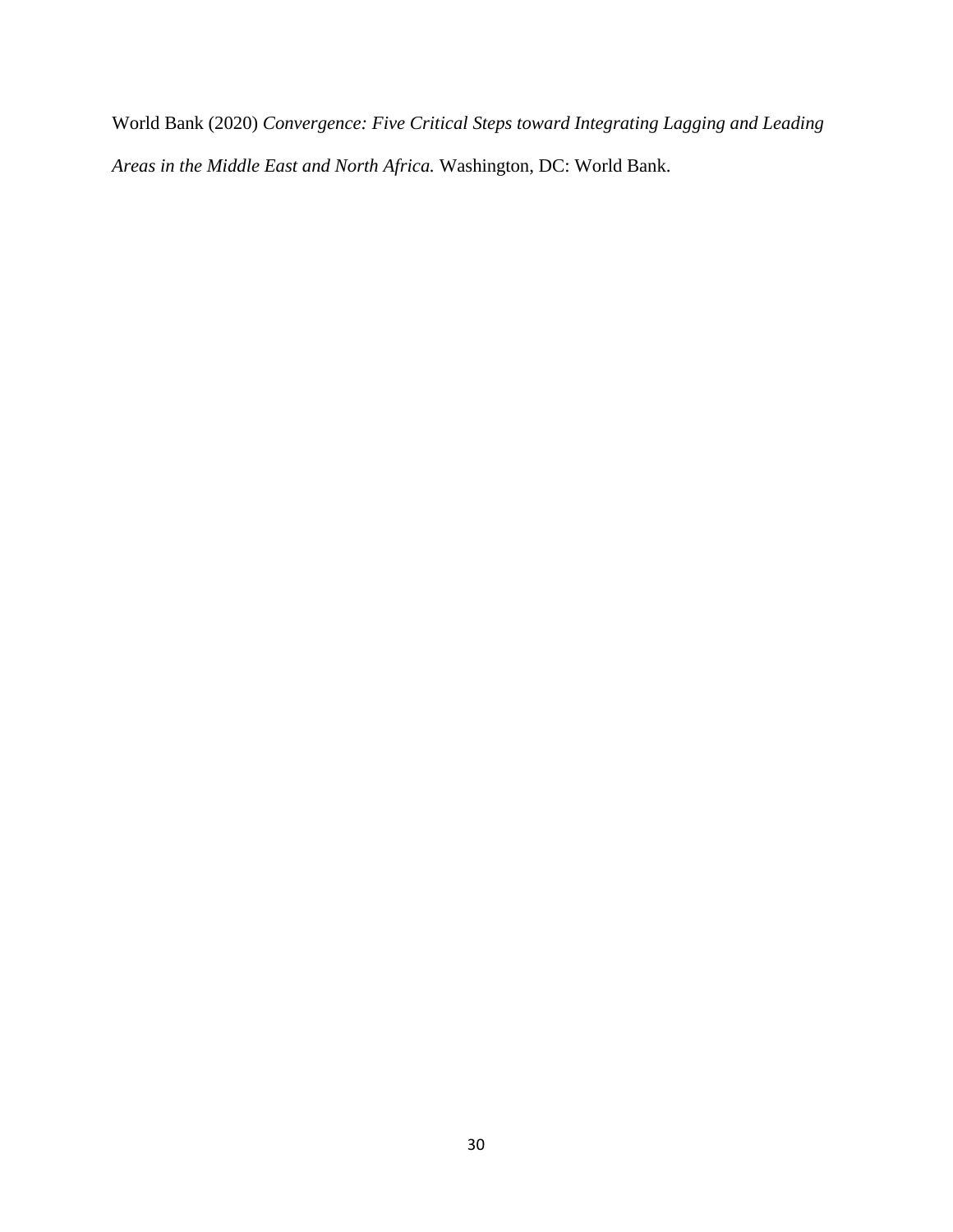World Bank (2020) *Convergence: Five Critical Steps toward Integrating Lagging and Leading Areas in the Middle East and North Africa.* Washington, DC: World Bank.